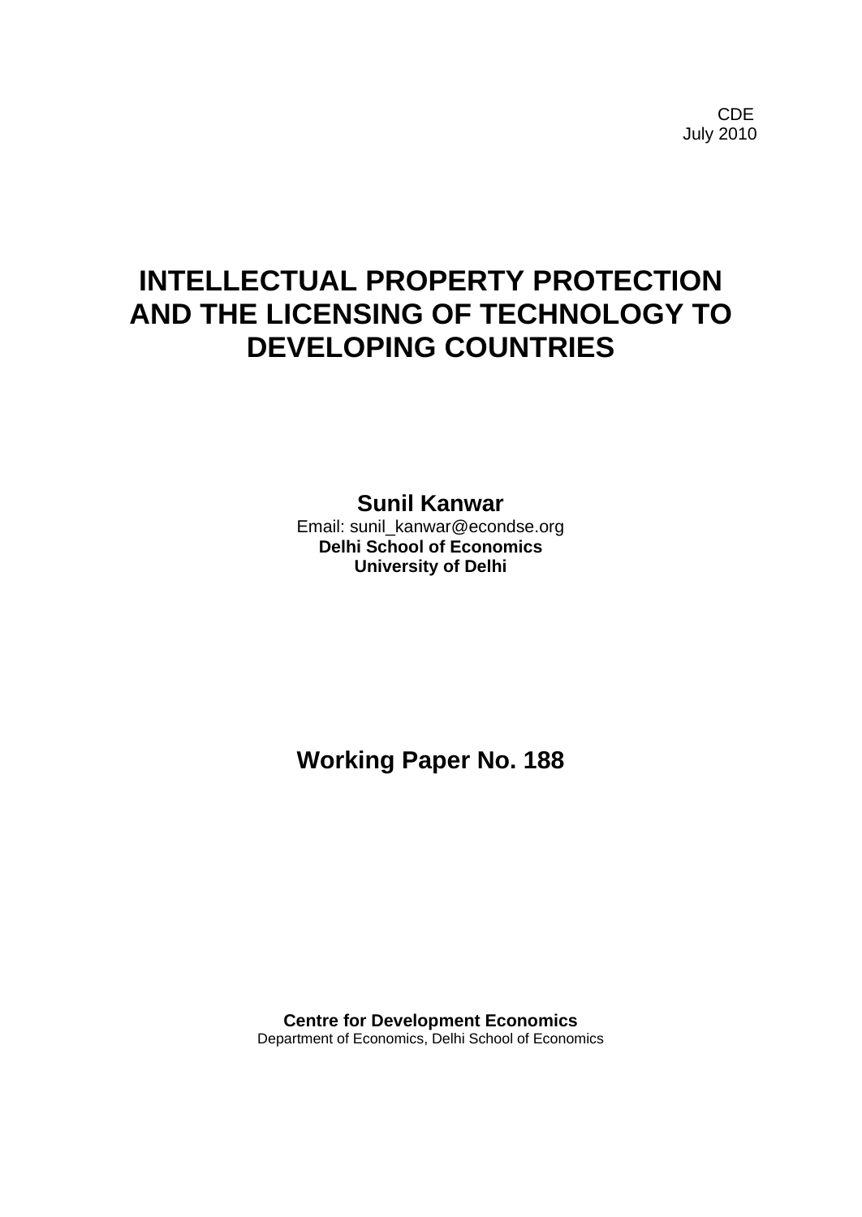CDE
July 2010

# INTELLECTUAL PROPERTY PROTECTION AND THE LICENSING OF TECHNOLOGY TO DEVELOPING COUNTRIES

**Sunil Kanwar**
Email: sunil_kanwar@econdse.org
**Delhi School of Economics**
**University of Delhi**

## Working Paper No. 188

**Centre for Development Economics**
Department of Economics, Delhi School of Economics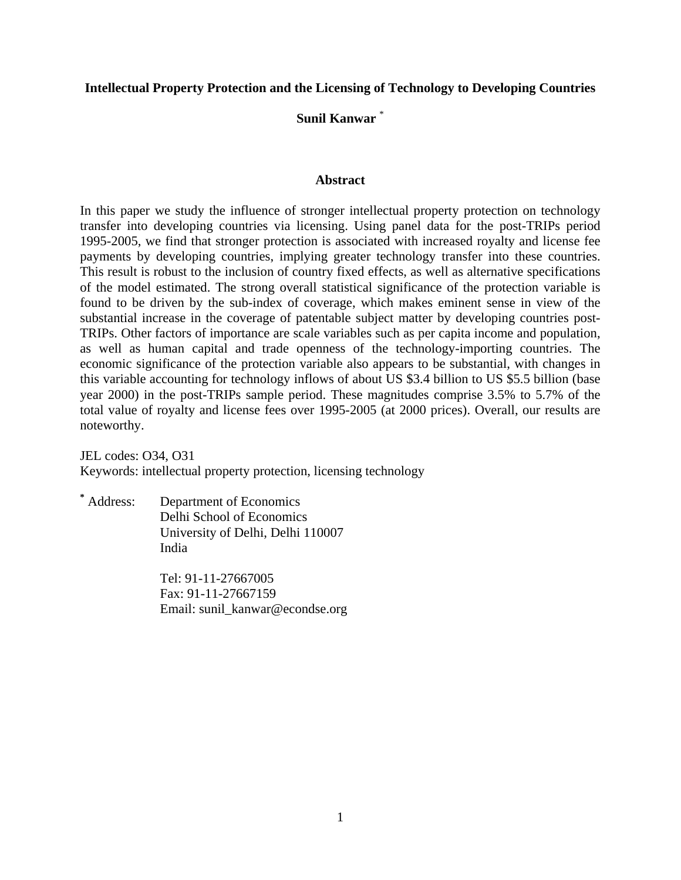**Intellectual Property Protection and the Licensing of Technology to Developing Countries**

**Sunil Kanwar** [*]

**Abstract**

In this paper we study the influence of stronger intellectual property protection on technology transfer into developing countries via licensing. Using panel data for the post-TRIPs period 1995-2005, we find that stronger protection is associated with increased royalty and license fee payments by developing countries, implying greater technology transfer into these countries. This result is robust to the inclusion of country fixed effects, as well as alternative specifications of the model estimated. The strong overall statistical significance of the protection variable is found to be driven by the sub-index of coverage, which makes eminent sense in view of the substantial increase in the coverage of patentable subject matter by developing countries post-TRIPs. Other factors of importance are scale variables such as per capita income and population, as well as human capital and trade openness of the technology-importing countries. The economic significance of the protection variable also appears to be substantial, with changes in this variable accounting for technology inflows of about US $3.4 billion to US $5.5 billion (base year 2000) in the post-TRIPs sample period. These magnitudes comprise 3.5% to 5.7% of the total value of royalty and license fees over 1995-2005 (at 2000 prices). Overall, our results are noteworthy.

JEL codes: O34, O31
Keywords: intellectual property protection, licensing technology

[*] Address: Department of Economics
Delhi School of Economics
University of Delhi, Delhi 110007
India

Tel: 91-11-27667005
Fax: 91-11-27667159
Email: sunil_kanwar@econdse.org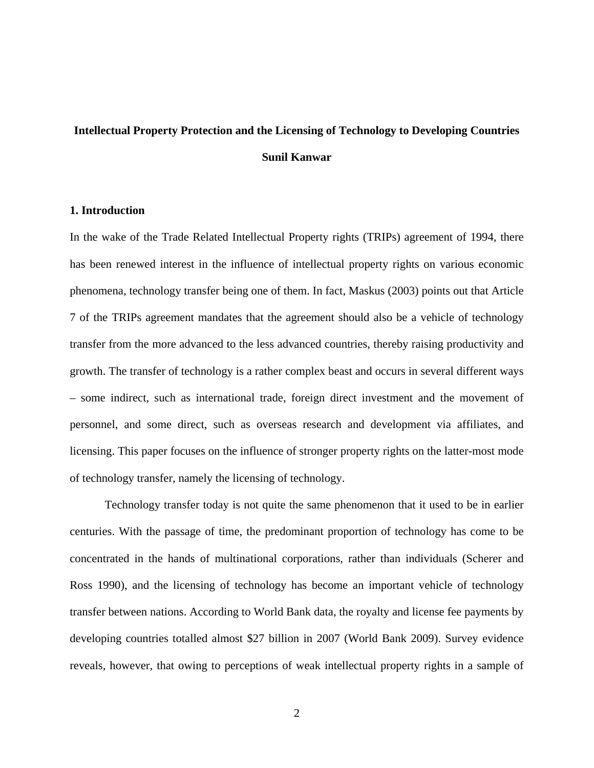**Intellectual Property Protection and the Licensing of Technology to Developing Countries**

**Sunil Kanwar**

## 1. Introduction

In the wake of the Trade Related Intellectual Property rights (TRIPs) agreement of 1994, there has been renewed interest in the influence of intellectual property rights on various economic phenomena, technology transfer being one of them. In fact, Maskus (2003) points out that Article 7 of the TRIPs agreement mandates that the agreement should also be a vehicle of technology transfer from the more advanced to the less advanced countries, thereby raising productivity and growth. The transfer of technology is a rather complex beast and occurs in several different ways – some indirect, such as international trade, foreign direct investment and the movement of personnel, and some direct, such as overseas research and development via affiliates, and licensing. This paper focuses on the influence of stronger property rights on the latter-most mode of technology transfer, namely the licensing of technology.

Technology transfer today is not quite the same phenomenon that it used to be in earlier centuries. With the passage of time, the predominant proportion of technology has come to be concentrated in the hands of multinational corporations, rather than individuals (Scherer and Ross 1990), and the licensing of technology has become an important vehicle of technology transfer between nations. According to World Bank data, the royalty and license fee payments by developing countries totalled almost $27 billion in 2007 (World Bank 2009). Survey evidence reveals, however, that owing to perceptions of weak intellectual property rights in a sample of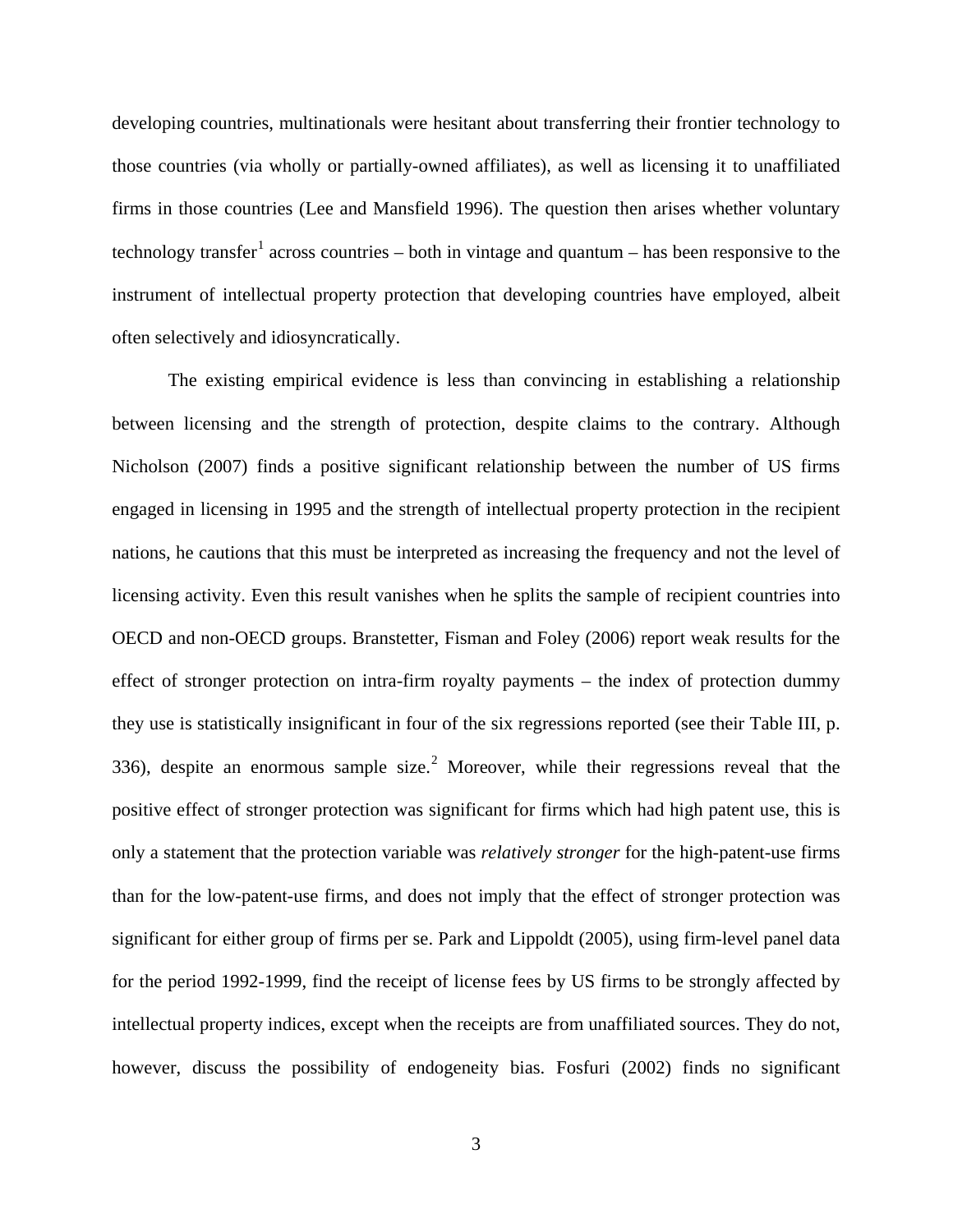developing countries, multinationals were hesitant about transferring their frontier technology to those countries (via wholly or partially-owned affiliates), as well as licensing it to unaffiliated firms in those countries (Lee and Mansfield 1996). The question then arises whether voluntary technology transfer[1] across countries – both in vintage and quantum – has been responsive to the instrument of intellectual property protection that developing countries have employed, albeit often selectively and idiosyncratically.

The existing empirical evidence is less than convincing in establishing a relationship between licensing and the strength of protection, despite claims to the contrary. Although Nicholson (2007) finds a positive significant relationship between the number of US firms engaged in licensing in 1995 and the strength of intellectual property protection in the recipient nations, he cautions that this must be interpreted as increasing the frequency and not the level of licensing activity. Even this result vanishes when he splits the sample of recipient countries into OECD and non-OECD groups. Branstetter, Fisman and Foley (2006) report weak results for the effect of stronger protection on intra-firm royalty payments – the index of protection dummy they use is statistically insignificant in four of the six regressions reported (see their Table III, p. 336), despite an enormous sample size.[2] Moreover, while their regressions reveal that the positive effect of stronger protection was significant for firms which had high patent use, this is only a statement that the protection variable was *relatively stronger* for the high-patent-use firms than for the low-patent-use firms, and does not imply that the effect of stronger protection was significant for either group of firms per se. Park and Lippoldt (2005), using firm-level panel data for the period 1992-1999, find the receipt of license fees by US firms to be strongly affected by intellectual property indices, except when the receipts are from unaffiliated sources. They do not, however, discuss the possibility of endogeneity bias. Fosfuri (2002) finds no significant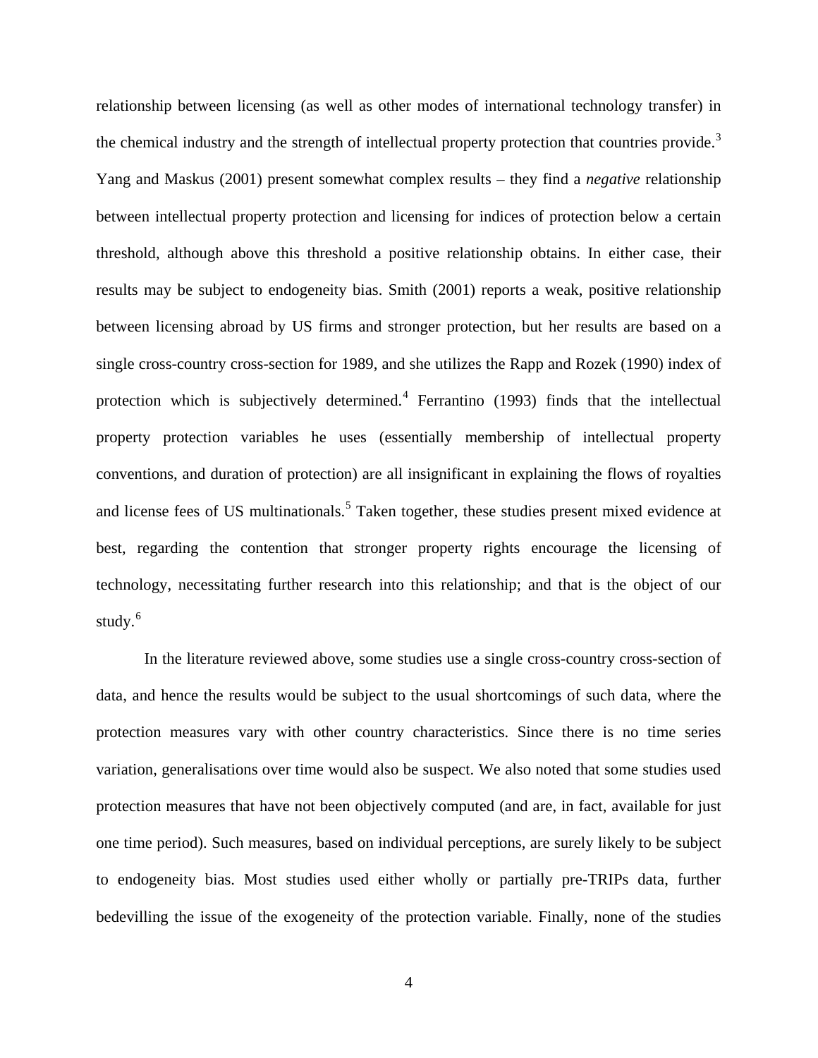relationship between licensing (as well as other modes of international technology transfer) in the chemical industry and the strength of intellectual property protection that countries provide.[3] Yang and Maskus (2001) present somewhat complex results – they find a *negative* relationship between intellectual property protection and licensing for indices of protection below a certain threshold, although above this threshold a positive relationship obtains. In either case, their results may be subject to endogeneity bias. Smith (2001) reports a weak, positive relationship between licensing abroad by US firms and stronger protection, but her results are based on a single cross-country cross-section for 1989, and she utilizes the Rapp and Rozek (1990) index of protection which is subjectively determined.[4] Ferrantino (1993) finds that the intellectual property protection variables he uses (essentially membership of intellectual property conventions, and duration of protection) are all insignificant in explaining the flows of royalties and license fees of US multinationals.[5] Taken together, these studies present mixed evidence at best, regarding the contention that stronger property rights encourage the licensing of technology, necessitating further research into this relationship; and that is the object of our study.[6]

In the literature reviewed above, some studies use a single cross-country cross-section of data, and hence the results would be subject to the usual shortcomings of such data, where the protection measures vary with other country characteristics. Since there is no time series variation, generalisations over time would also be suspect. We also noted that some studies used protection measures that have not been objectively computed (and are, in fact, available for just one time period). Such measures, based on individual perceptions, are surely likely to be subject to endogeneity bias. Most studies used either wholly or partially pre-TRIPs data, further bedevilling the issue of the exogeneity of the protection variable. Finally, none of the studies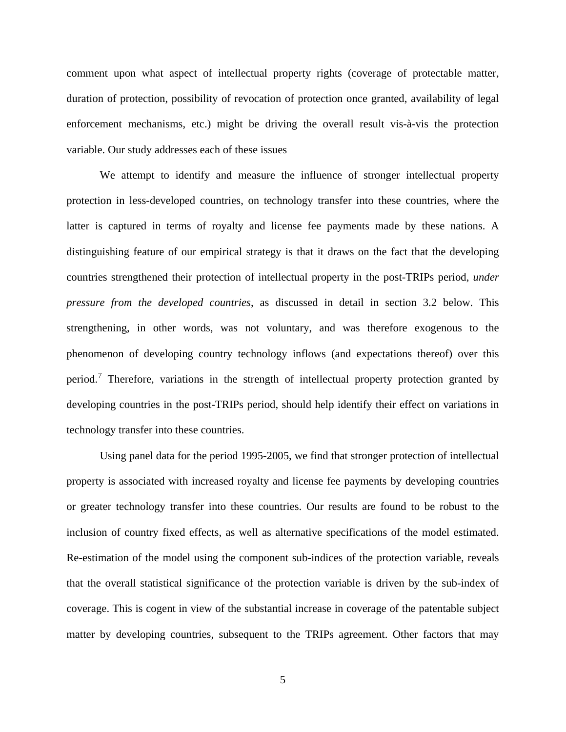comment upon what aspect of intellectual property rights (coverage of protectable matter, duration of protection, possibility of revocation of protection once granted, availability of legal enforcement mechanisms, etc.) might be driving the overall result vis-à-vis the protection variable. Our study addresses each of these issues

We attempt to identify and measure the influence of stronger intellectual property protection in less-developed countries, on technology transfer into these countries, where the latter is captured in terms of royalty and license fee payments made by these nations. A distinguishing feature of our empirical strategy is that it draws on the fact that the developing countries strengthened their protection of intellectual property in the post-TRIPs period, *under pressure from the developed countries*, as discussed in detail in section 3.2 below. This strengthening, in other words, was not voluntary, and was therefore exogenous to the phenomenon of developing country technology inflows (and expectations thereof) over this period.[7] Therefore, variations in the strength of intellectual property protection granted by developing countries in the post-TRIPs period, should help identify their effect on variations in technology transfer into these countries.

Using panel data for the period 1995-2005, we find that stronger protection of intellectual property is associated with increased royalty and license fee payments by developing countries or greater technology transfer into these countries. Our results are found to be robust to the inclusion of country fixed effects, as well as alternative specifications of the model estimated. Re-estimation of the model using the component sub-indices of the protection variable, reveals that the overall statistical significance of the protection variable is driven by the sub-index of coverage. This is cogent in view of the substantial increase in coverage of the patentable subject matter by developing countries, subsequent to the TRIPs agreement. Other factors that may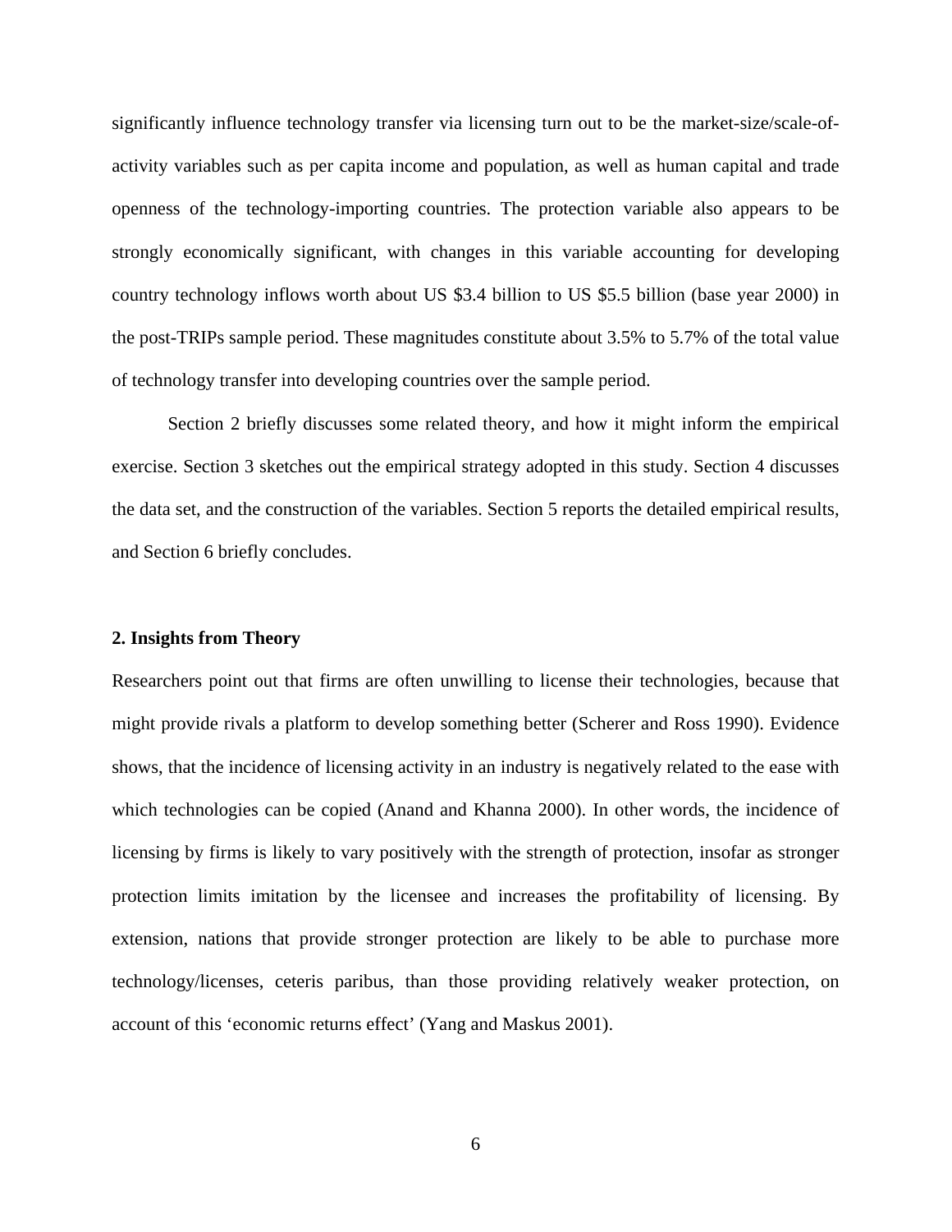significantly influence technology transfer via licensing turn out to be the market-size/scale-of-activity variables such as per capita income and population, as well as human capital and trade openness of the technology-importing countries. The protection variable also appears to be strongly economically significant, with changes in this variable accounting for developing country technology inflows worth about US $3.4 billion to US $5.5 billion (base year 2000) in the post-TRIPs sample period. These magnitudes constitute about 3.5% to 5.7% of the total value of technology transfer into developing countries over the sample period.

Section 2 briefly discusses some related theory, and how it might inform the empirical exercise. Section 3 sketches out the empirical strategy adopted in this study. Section 4 discusses the data set, and the construction of the variables. Section 5 reports the detailed empirical results, and Section 6 briefly concludes.

## 2. Insights from Theory

Researchers point out that firms are often unwilling to license their technologies, because that might provide rivals a platform to develop something better (Scherer and Ross 1990). Evidence shows, that the incidence of licensing activity in an industry is negatively related to the ease with which technologies can be copied (Anand and Khanna 2000). In other words, the incidence of licensing by firms is likely to vary positively with the strength of protection, insofar as stronger protection limits imitation by the licensee and increases the profitability of licensing. By extension, nations that provide stronger protection are likely to be able to purchase more technology/licenses, ceteris paribus, than those providing relatively weaker protection, on account of this 'economic returns effect' (Yang and Maskus 2001).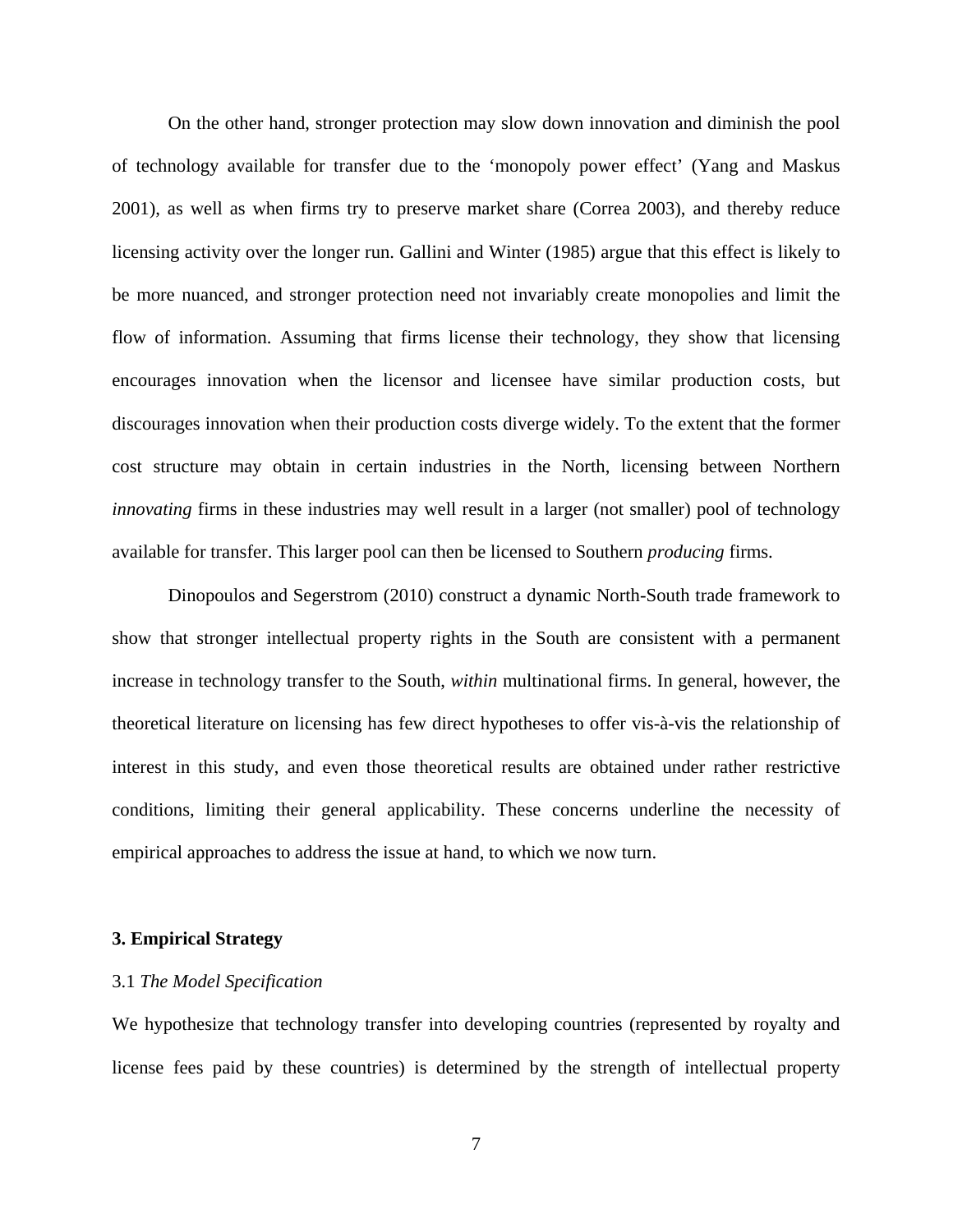On the other hand, stronger protection may slow down innovation and diminish the pool of technology available for transfer due to the 'monopoly power effect' (Yang and Maskus 2001), as well as when firms try to preserve market share (Correa 2003), and thereby reduce licensing activity over the longer run. Gallini and Winter (1985) argue that this effect is likely to be more nuanced, and stronger protection need not invariably create monopolies and limit the flow of information. Assuming that firms license their technology, they show that licensing encourages innovation when the licensor and licensee have similar production costs, but discourages innovation when their production costs diverge widely. To the extent that the former cost structure may obtain in certain industries in the North, licensing between Northern *innovating* firms in these industries may well result in a larger (not smaller) pool of technology available for transfer. This larger pool can then be licensed to Southern *producing* firms.

Dinopoulos and Segerstrom (2010) construct a dynamic North-South trade framework to show that stronger intellectual property rights in the South are consistent with a permanent increase in technology transfer to the South, *within* multinational firms. In general, however, the theoretical literature on licensing has few direct hypotheses to offer vis-à-vis the relationship of interest in this study, and even those theoretical results are obtained under rather restrictive conditions, limiting their general applicability. These concerns underline the necessity of empirical approaches to address the issue at hand, to which we now turn.

## 3. Empirical Strategy

### 3.1 *The Model Specification*

We hypothesize that technology transfer into developing countries (represented by royalty and license fees paid by these countries) is determined by the strength of intellectual property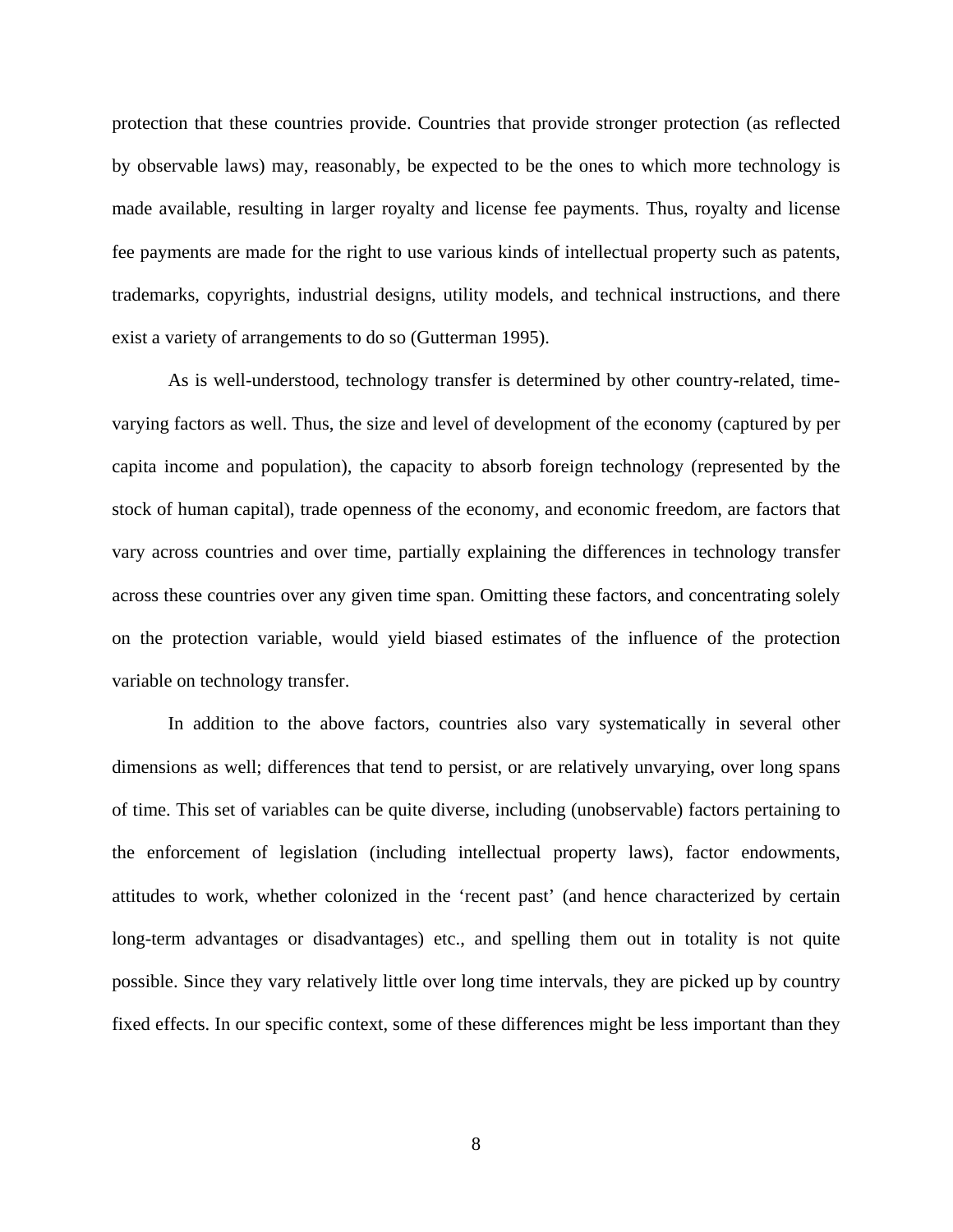protection that these countries provide. Countries that provide stronger protection (as reflected by observable laws) may, reasonably, be expected to be the ones to which more technology is made available, resulting in larger royalty and license fee payments. Thus, royalty and license fee payments are made for the right to use various kinds of intellectual property such as patents, trademarks, copyrights, industrial designs, utility models, and technical instructions, and there exist a variety of arrangements to do so (Gutterman 1995).

As is well-understood, technology transfer is determined by other country-related, time-varying factors as well. Thus, the size and level of development of the economy (captured by per capita income and population), the capacity to absorb foreign technology (represented by the stock of human capital), trade openness of the economy, and economic freedom, are factors that vary across countries and over time, partially explaining the differences in technology transfer across these countries over any given time span. Omitting these factors, and concentrating solely on the protection variable, would yield biased estimates of the influence of the protection variable on technology transfer.

In addition to the above factors, countries also vary systematically in several other dimensions as well; differences that tend to persist, or are relatively unvarying, over long spans of time. This set of variables can be quite diverse, including (unobservable) factors pertaining to the enforcement of legislation (including intellectual property laws), factor endowments, attitudes to work, whether colonized in the 'recent past' (and hence characterized by certain long-term advantages or disadvantages) etc., and spelling them out in totality is not quite possible. Since they vary relatively little over long time intervals, they are picked up by country fixed effects. In our specific context, some of these differences might be less important than they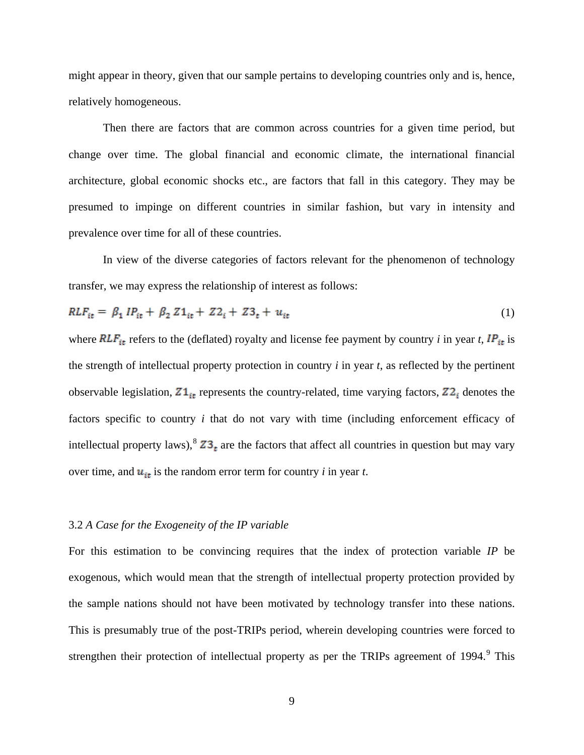might appear in theory, given that our sample pertains to developing countries only and is, hence, relatively homogeneous.

Then there are factors that are common across countries for a given time period, but change over time. The global financial and economic climate, the international financial architecture, global economic shocks etc., are factors that fall in this category. They may be presumed to impinge on different countries in similar fashion, but vary in intensity and prevalence over time for all of these countries.

In view of the diverse categories of factors relevant for the phenomenon of technology transfer, we may express the relationship of interest as follows:

$$RLF_{it} = \beta_1 \, IP_{it} + \beta_2 \, Z1_{it} + Z2_i + Z3_t + u_{it} \tag{1}$$

where $RLF_{it}$ refers to the (deflated) royalty and license fee payment by country *i* in year *t*, $IP_{it}$ is the strength of intellectual property protection in country *i* in year *t*, as reflected by the pertinent observable legislation, $Z1_{it}$ represents the country-related, time varying factors, $Z2_i$ denotes the factors specific to country *i* that do not vary with time (including enforcement efficacy of intellectual property laws),[8] $Z3_t$ are the factors that affect all countries in question but may vary over time, and $u_{it}$ is the random error term for country *i* in year *t*.

### 3.2 *A Case for the Exogeneity of the IP variable*

For this estimation to be convincing requires that the index of protection variable *IP* be exogenous, which would mean that the strength of intellectual property protection provided by the sample nations should not have been motivated by technology transfer into these nations. This is presumably true of the post-TRIPs period, wherein developing countries were forced to strengthen their protection of intellectual property as per the TRIPs agreement of 1994.[9] This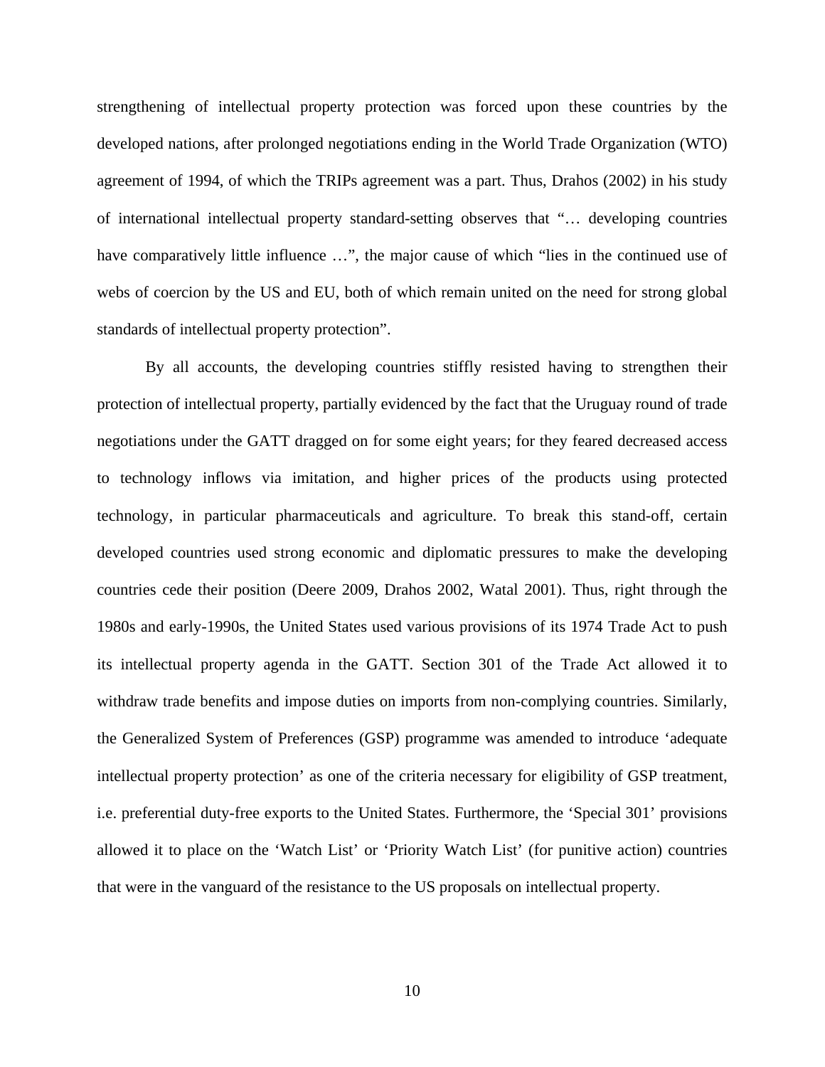strengthening of intellectual property protection was forced upon these countries by the developed nations, after prolonged negotiations ending in the World Trade Organization (WTO) agreement of 1994, of which the TRIPs agreement was a part. Thus, Drahos (2002) in his study of international intellectual property standard-setting observes that "… developing countries have comparatively little influence …", the major cause of which "lies in the continued use of webs of coercion by the US and EU, both of which remain united on the need for strong global standards of intellectual property protection".

By all accounts, the developing countries stiffly resisted having to strengthen their protection of intellectual property, partially evidenced by the fact that the Uruguay round of trade negotiations under the GATT dragged on for some eight years; for they feared decreased access to technology inflows via imitation, and higher prices of the products using protected technology, in particular pharmaceuticals and agriculture. To break this stand-off, certain developed countries used strong economic and diplomatic pressures to make the developing countries cede their position (Deere 2009, Drahos 2002, Watal 2001). Thus, right through the 1980s and early-1990s, the United States used various provisions of its 1974 Trade Act to push its intellectual property agenda in the GATT. Section 301 of the Trade Act allowed it to withdraw trade benefits and impose duties on imports from non-complying countries. Similarly, the Generalized System of Preferences (GSP) programme was amended to introduce 'adequate intellectual property protection' as one of the criteria necessary for eligibility of GSP treatment, i.e. preferential duty-free exports to the United States. Furthermore, the 'Special 301' provisions allowed it to place on the 'Watch List' or 'Priority Watch List' (for punitive action) countries that were in the vanguard of the resistance to the US proposals on intellectual property.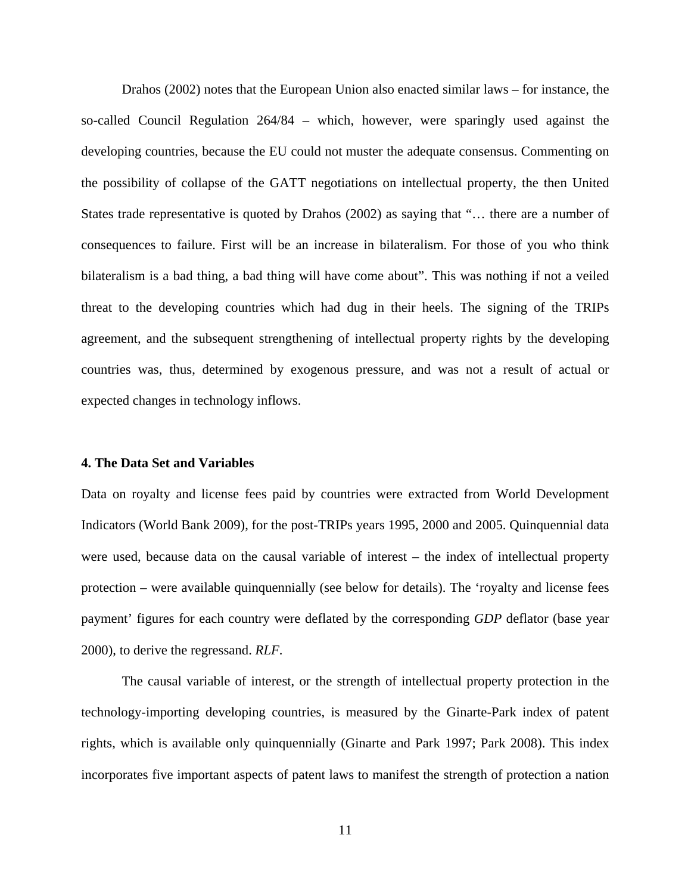Drahos (2002) notes that the European Union also enacted similar laws – for instance, the so-called Council Regulation 264/84 – which, however, were sparingly used against the developing countries, because the EU could not muster the adequate consensus. Commenting on the possibility of collapse of the GATT negotiations on intellectual property, the then United States trade representative is quoted by Drahos (2002) as saying that "… there are a number of consequences to failure. First will be an increase in bilateralism. For those of you who think bilateralism is a bad thing, a bad thing will have come about". This was nothing if not a veiled threat to the developing countries which had dug in their heels. The signing of the TRIPs agreement, and the subsequent strengthening of intellectual property rights by the developing countries was, thus, determined by exogenous pressure, and was not a result of actual or expected changes in technology inflows.

## 4. The Data Set and Variables

Data on royalty and license fees paid by countries were extracted from World Development Indicators (World Bank 2009), for the post-TRIPs years 1995, 2000 and 2005. Quinquennial data were used, because data on the causal variable of interest – the index of intellectual property protection – were available quinquennially (see below for details). The 'royalty and license fees payment' figures for each country were deflated by the corresponding *GDP* deflator (base year 2000), to derive the regressand. *RLF*.

The causal variable of interest, or the strength of intellectual property protection in the technology-importing developing countries, is measured by the Ginarte-Park index of patent rights, which is available only quinquennially (Ginarte and Park 1997; Park 2008). This index incorporates five important aspects of patent laws to manifest the strength of protection a nation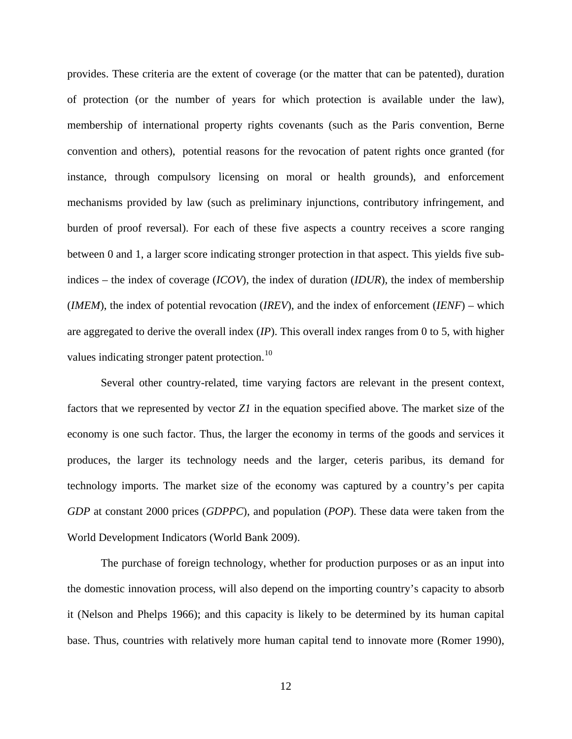provides. These criteria are the extent of coverage (or the matter that can be patented), duration of protection (or the number of years for which protection is available under the law), membership of international property rights covenants (such as the Paris convention, Berne convention and others), potential reasons for the revocation of patent rights once granted (for instance, through compulsory licensing on moral or health grounds), and enforcement mechanisms provided by law (such as preliminary injunctions, contributory infringement, and burden of proof reversal). For each of these five aspects a country receives a score ranging between 0 and 1, a larger score indicating stronger protection in that aspect. This yields five sub-indices – the index of coverage (*ICOV*), the index of duration (*IDUR*), the index of membership (*IMEM*), the index of potential revocation (*IREV*), and the index of enforcement (*IENF*) – which are aggregated to derive the overall index (*IP*). This overall index ranges from 0 to 5, with higher values indicating stronger patent protection.[10]

Several other country-related, time varying factors are relevant in the present context, factors that we represented by vector ***Z1*** in the equation specified above. The market size of the economy is one such factor. Thus, the larger the economy in terms of the goods and services it produces, the larger its technology needs and the larger, ceteris paribus, its demand for technology imports. The market size of the economy was captured by a country's per capita *GDP* at constant 2000 prices (*GDPPC*), and population (*POP*). These data were taken from the World Development Indicators (World Bank 2009).

The purchase of foreign technology, whether for production purposes or as an input into the domestic innovation process, will also depend on the importing country's capacity to absorb it (Nelson and Phelps 1966); and this capacity is likely to be determined by its human capital base. Thus, countries with relatively more human capital tend to innovate more (Romer 1990),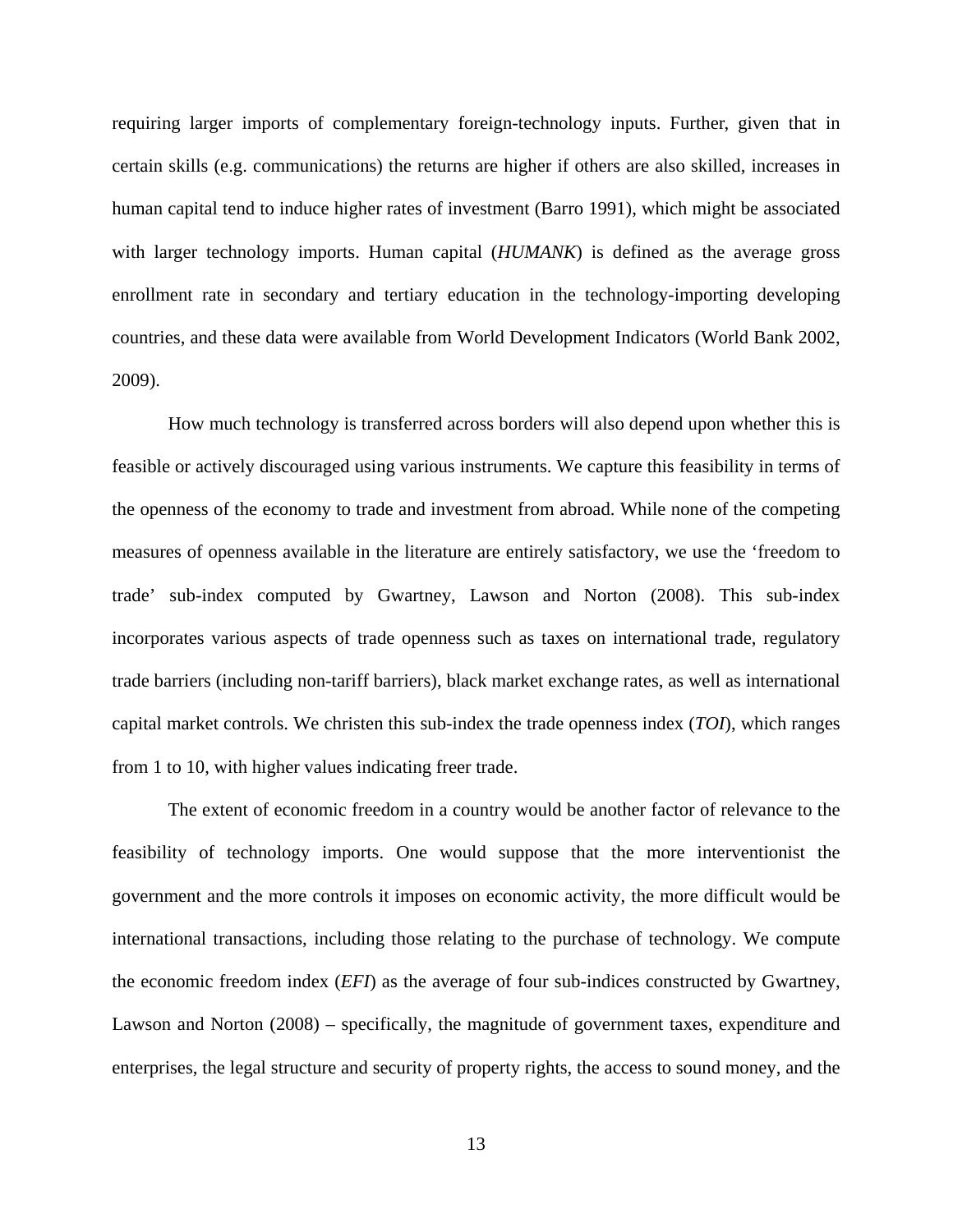requiring larger imports of complementary foreign-technology inputs. Further, given that in certain skills (e.g. communications) the returns are higher if others are also skilled, increases in human capital tend to induce higher rates of investment (Barro 1991), which might be associated with larger technology imports. Human capital (*HUMANK*) is defined as the average gross enrollment rate in secondary and tertiary education in the technology-importing developing countries, and these data were available from World Development Indicators (World Bank 2002, 2009).

How much technology is transferred across borders will also depend upon whether this is feasible or actively discouraged using various instruments. We capture this feasibility in terms of the openness of the economy to trade and investment from abroad. While none of the competing measures of openness available in the literature are entirely satisfactory, we use the 'freedom to trade' sub-index computed by Gwartney, Lawson and Norton (2008). This sub-index incorporates various aspects of trade openness such as taxes on international trade, regulatory trade barriers (including non-tariff barriers), black market exchange rates, as well as international capital market controls. We christen this sub-index the trade openness index (*TOI*), which ranges from 1 to 10, with higher values indicating freer trade.

The extent of economic freedom in a country would be another factor of relevance to the feasibility of technology imports. One would suppose that the more interventionist the government and the more controls it imposes on economic activity, the more difficult would be international transactions, including those relating to the purchase of technology. We compute the economic freedom index (*EFI*) as the average of four sub-indices constructed by Gwartney, Lawson and Norton (2008) – specifically, the magnitude of government taxes, expenditure and enterprises, the legal structure and security of property rights, the access to sound money, and the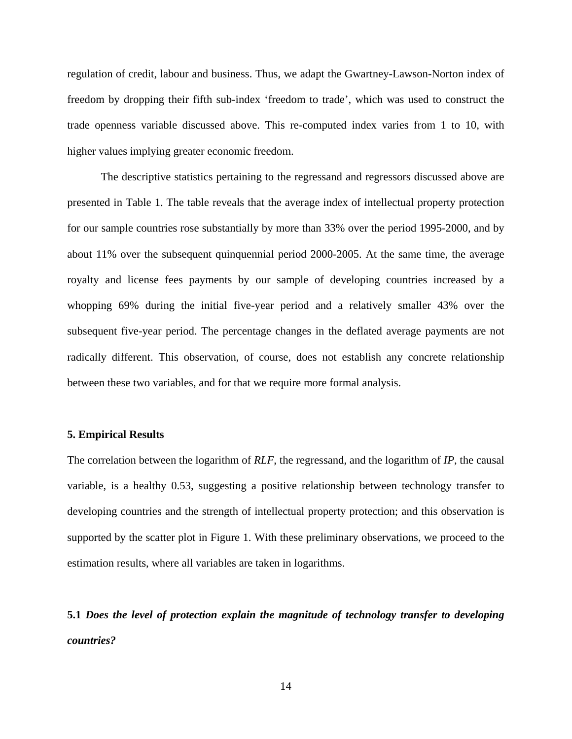regulation of credit, labour and business. Thus, we adapt the Gwartney-Lawson-Norton index of freedom by dropping their fifth sub-index 'freedom to trade', which was used to construct the trade openness variable discussed above. This re-computed index varies from 1 to 10, with higher values implying greater economic freedom.

The descriptive statistics pertaining to the regressand and regressors discussed above are presented in Table 1. The table reveals that the average index of intellectual property protection for our sample countries rose substantially by more than 33% over the period 1995-2000, and by about 11% over the subsequent quinquennial period 2000-2005. At the same time, the average royalty and license fees payments by our sample of developing countries increased by a whopping 69% during the initial five-year period and a relatively smaller 43% over the subsequent five-year period. The percentage changes in the deflated average payments are not radically different. This observation, of course, does not establish any concrete relationship between these two variables, and for that we require more formal analysis.

## 5. Empirical Results

The correlation between the logarithm of *RLF*, the regressand, and the logarithm of *IP*, the causal variable, is a healthy 0.53, suggesting a positive relationship between technology transfer to developing countries and the strength of intellectual property protection; and this observation is supported by the scatter plot in Figure 1. With these preliminary observations, we proceed to the estimation results, where all variables are taken in logarithms.

### 5.1 *Does the level of protection explain the magnitude of technology transfer to developing countries?*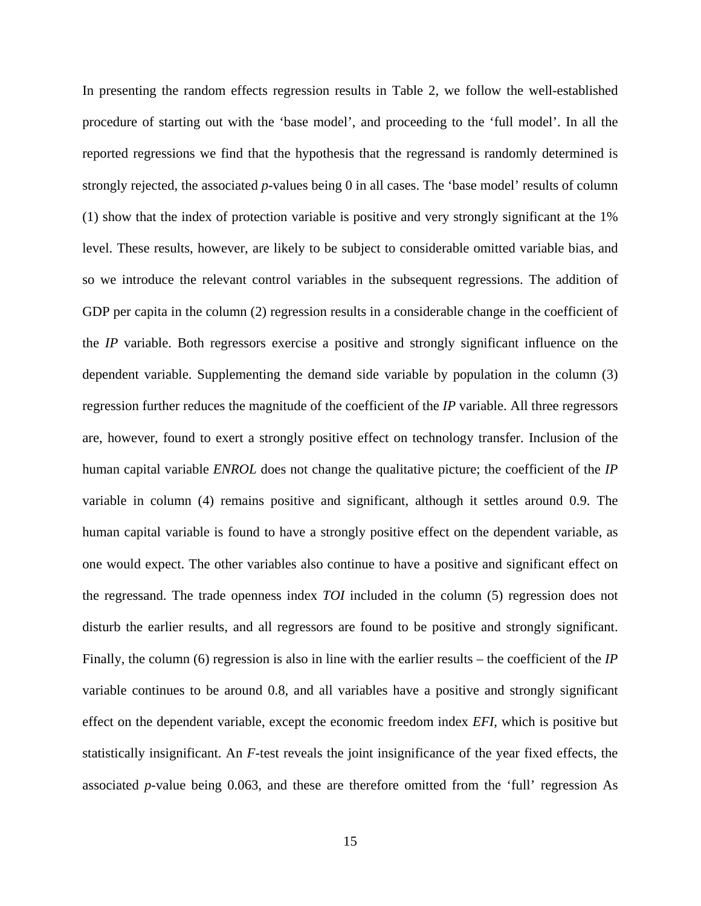In presenting the random effects regression results in Table 2, we follow the well-established procedure of starting out with the 'base model', and proceeding to the 'full model'. In all the reported regressions we find that the hypothesis that the regressand is randomly determined is strongly rejected, the associated *p*-values being 0 in all cases. The 'base model' results of column (1) show that the index of protection variable is positive and very strongly significant at the 1% level. These results, however, are likely to be subject to considerable omitted variable bias, and so we introduce the relevant control variables in the subsequent regressions. The addition of GDP per capita in the column (2) regression results in a considerable change in the coefficient of the *IP* variable. Both regressors exercise a positive and strongly significant influence on the dependent variable. Supplementing the demand side variable by population in the column (3) regression further reduces the magnitude of the coefficient of the *IP* variable. All three regressors are, however, found to exert a strongly positive effect on technology transfer. Inclusion of the human capital variable *ENROL* does not change the qualitative picture; the coefficient of the *IP* variable in column (4) remains positive and significant, although it settles around 0.9. The human capital variable is found to have a strongly positive effect on the dependent variable, as one would expect. The other variables also continue to have a positive and significant effect on the regressand. The trade openness index *TOI* included in the column (5) regression does not disturb the earlier results, and all regressors are found to be positive and strongly significant. Finally, the column (6) regression is also in line with the earlier results – the coefficient of the *IP* variable continues to be around 0.8, and all variables have a positive and strongly significant effect on the dependent variable, except the economic freedom index *EFI*, which is positive but statistically insignificant. An *F*-test reveals the joint insignificance of the year fixed effects, the associated *p*-value being 0.063, and these are therefore omitted from the 'full' regression As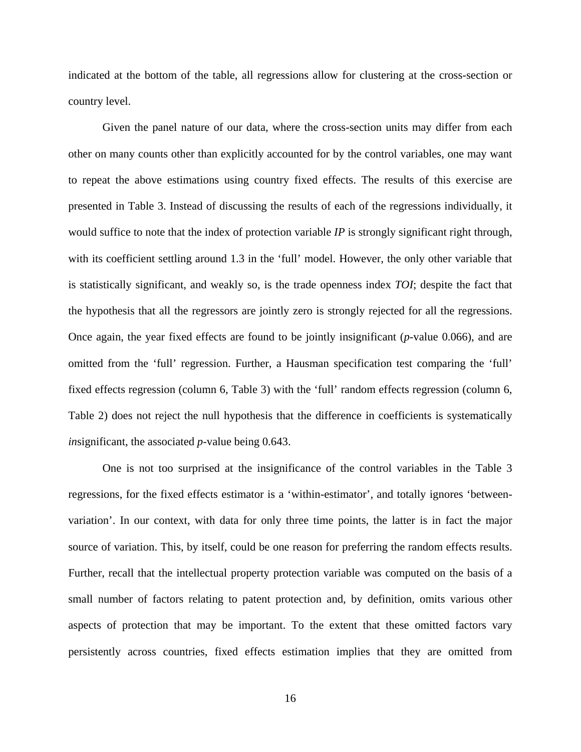indicated at the bottom of the table, all regressions allow for clustering at the cross-section or country level.

Given the panel nature of our data, where the cross-section units may differ from each other on many counts other than explicitly accounted for by the control variables, one may want to repeat the above estimations using country fixed effects. The results of this exercise are presented in Table 3. Instead of discussing the results of each of the regressions individually, it would suffice to note that the index of protection variable *IP* is strongly significant right through, with its coefficient settling around 1.3 in the 'full' model. However, the only other variable that is statistically significant, and weakly so, is the trade openness index *TOI*; despite the fact that the hypothesis that all the regressors are jointly zero is strongly rejected for all the regressions. Once again, the year fixed effects are found to be jointly insignificant (*p*-value 0.066), and are omitted from the 'full' regression. Further, a Hausman specification test comparing the 'full' fixed effects regression (column 6, Table 3) with the 'full' random effects regression (column 6, Table 2) does not reject the null hypothesis that the difference in coefficients is systematically *in*significant, the associated *p*-value being 0.643.

One is not too surprised at the insignificance of the control variables in the Table 3 regressions, for the fixed effects estimator is a 'within-estimator', and totally ignores 'between-variation'. In our context, with data for only three time points, the latter is in fact the major source of variation. This, by itself, could be one reason for preferring the random effects results. Further, recall that the intellectual property protection variable was computed on the basis of a small number of factors relating to patent protection and, by definition, omits various other aspects of protection that may be important. To the extent that these omitted factors vary persistently across countries, fixed effects estimation implies that they are omitted from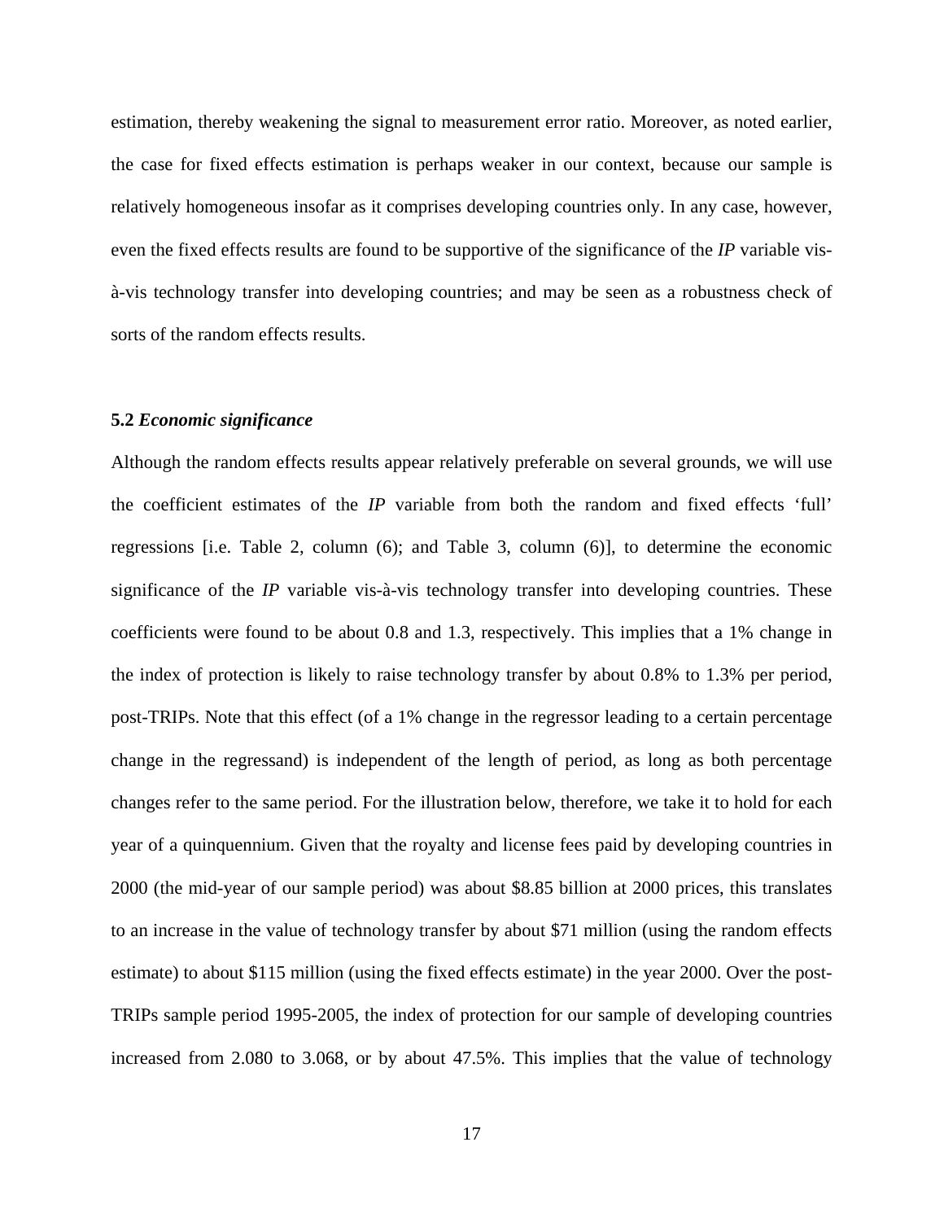estimation, thereby weakening the signal to measurement error ratio. Moreover, as noted earlier, the case for fixed effects estimation is perhaps weaker in our context, because our sample is relatively homogeneous insofar as it comprises developing countries only. In any case, however, even the fixed effects results are found to be supportive of the significance of the *IP* variable vis-à-vis technology transfer into developing countries; and may be seen as a robustness check of sorts of the random effects results.

### 5.2 *Economic significance*

Although the random effects results appear relatively preferable on several grounds, we will use the coefficient estimates of the *IP* variable from both the random and fixed effects 'full' regressions [i.e. Table 2, column (6); and Table 3, column (6)], to determine the economic significance of the *IP* variable vis-à-vis technology transfer into developing countries. These coefficients were found to be about 0.8 and 1.3, respectively. This implies that a 1% change in the index of protection is likely to raise technology transfer by about 0.8% to 1.3% per period, post-TRIPs. Note that this effect (of a 1% change in the regressor leading to a certain percentage change in the regressand) is independent of the length of period, as long as both percentage changes refer to the same period. For the illustration below, therefore, we take it to hold for each year of a quinquennium. Given that the royalty and license fees paid by developing countries in 2000 (the mid-year of our sample period) was about \$8.85 billion at 2000 prices, this translates to an increase in the value of technology transfer by about \$71 million (using the random effects estimate) to about \$115 million (using the fixed effects estimate) in the year 2000. Over the post-TRIPs sample period 1995-2005, the index of protection for our sample of developing countries increased from 2.080 to 3.068, or by about 47.5%. This implies that the value of technology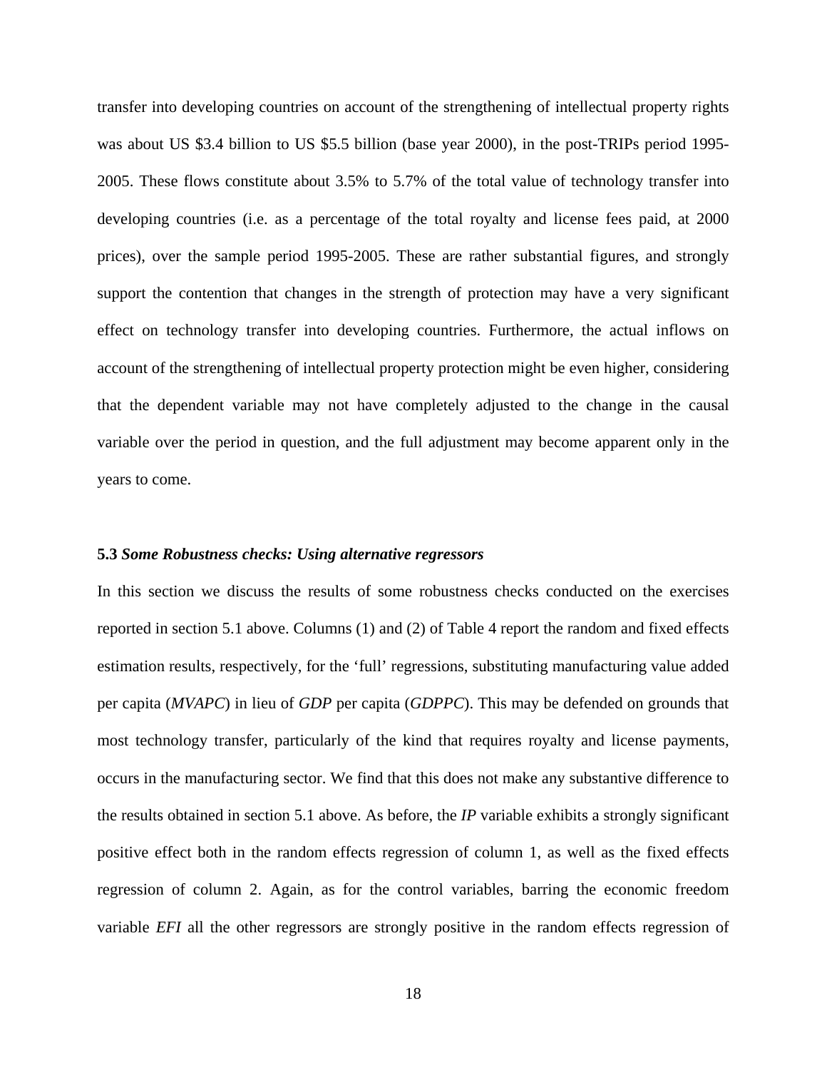transfer into developing countries on account of the strengthening of intellectual property rights was about US $3.4 billion to US $5.5 billion (base year 2000), in the post-TRIPs period 1995-2005. These flows constitute about 3.5% to 5.7% of the total value of technology transfer into developing countries (i.e. as a percentage of the total royalty and license fees paid, at 2000 prices), over the sample period 1995-2005. These are rather substantial figures, and strongly support the contention that changes in the strength of protection may have a very significant effect on technology transfer into developing countries. Furthermore, the actual inflows on account of the strengthening of intellectual property protection might be even higher, considering that the dependent variable may not have completely adjusted to the change in the causal variable over the period in question, and the full adjustment may become apparent only in the years to come.

### 5.3 *Some Robustness checks: Using alternative regressors*

In this section we discuss the results of some robustness checks conducted on the exercises reported in section 5.1 above. Columns (1) and (2) of Table 4 report the random and fixed effects estimation results, respectively, for the 'full' regressions, substituting manufacturing value added per capita (*MVAPC*) in lieu of *GDP* per capita (*GDPPC*). This may be defended on grounds that most technology transfer, particularly of the kind that requires royalty and license payments, occurs in the manufacturing sector. We find that this does not make any substantive difference to the results obtained in section 5.1 above. As before, the *IP* variable exhibits a strongly significant positive effect both in the random effects regression of column 1, as well as the fixed effects regression of column 2. Again, as for the control variables, barring the economic freedom variable *EFI* all the other regressors are strongly positive in the random effects regression of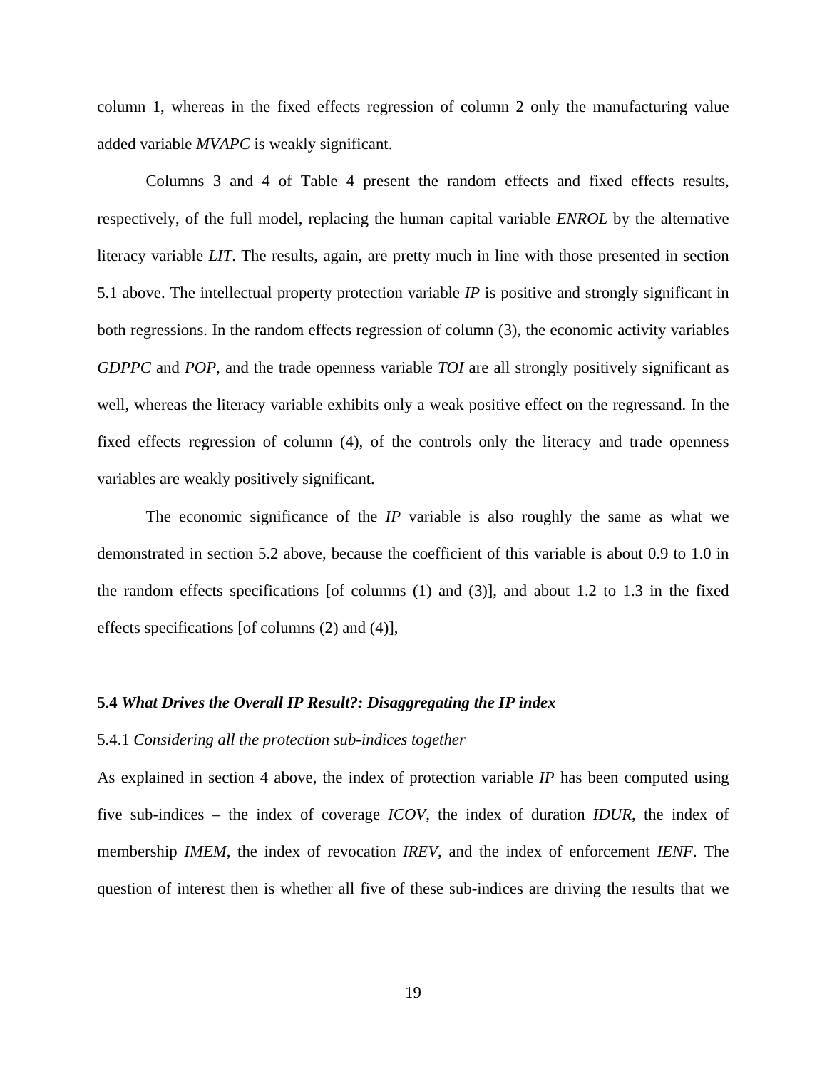column 1, whereas in the fixed effects regression of column 2 only the manufacturing value added variable *MVAPC* is weakly significant.

Columns 3 and 4 of Table 4 present the random effects and fixed effects results, respectively, of the full model, replacing the human capital variable *ENROL* by the alternative literacy variable *LIT*. The results, again, are pretty much in line with those presented in section 5.1 above. The intellectual property protection variable *IP* is positive and strongly significant in both regressions. In the random effects regression of column (3), the economic activity variables *GDPPC* and *POP*, and the trade openness variable *TOI* are all strongly positively significant as well, whereas the literacy variable exhibits only a weak positive effect on the regressand. In the fixed effects regression of column (4), of the controls only the literacy and trade openness variables are weakly positively significant.

The economic significance of the *IP* variable is also roughly the same as what we demonstrated in section 5.2 above, because the coefficient of this variable is about 0.9 to 1.0 in the random effects specifications [of columns (1) and (3)], and about 1.2 to 1.3 in the fixed effects specifications [of columns (2) and (4)],

### 5.4 *What Drives the Overall IP Result?: Disaggregating the IP index*

#### 5.4.1 *Considering all the protection sub-indices together*

As explained in section 4 above, the index of protection variable *IP* has been computed using five sub-indices – the index of coverage *ICOV*, the index of duration *IDUR*, the index of membership *IMEM*, the index of revocation *IREV*, and the index of enforcement *IENF*. The question of interest then is whether all five of these sub-indices are driving the results that we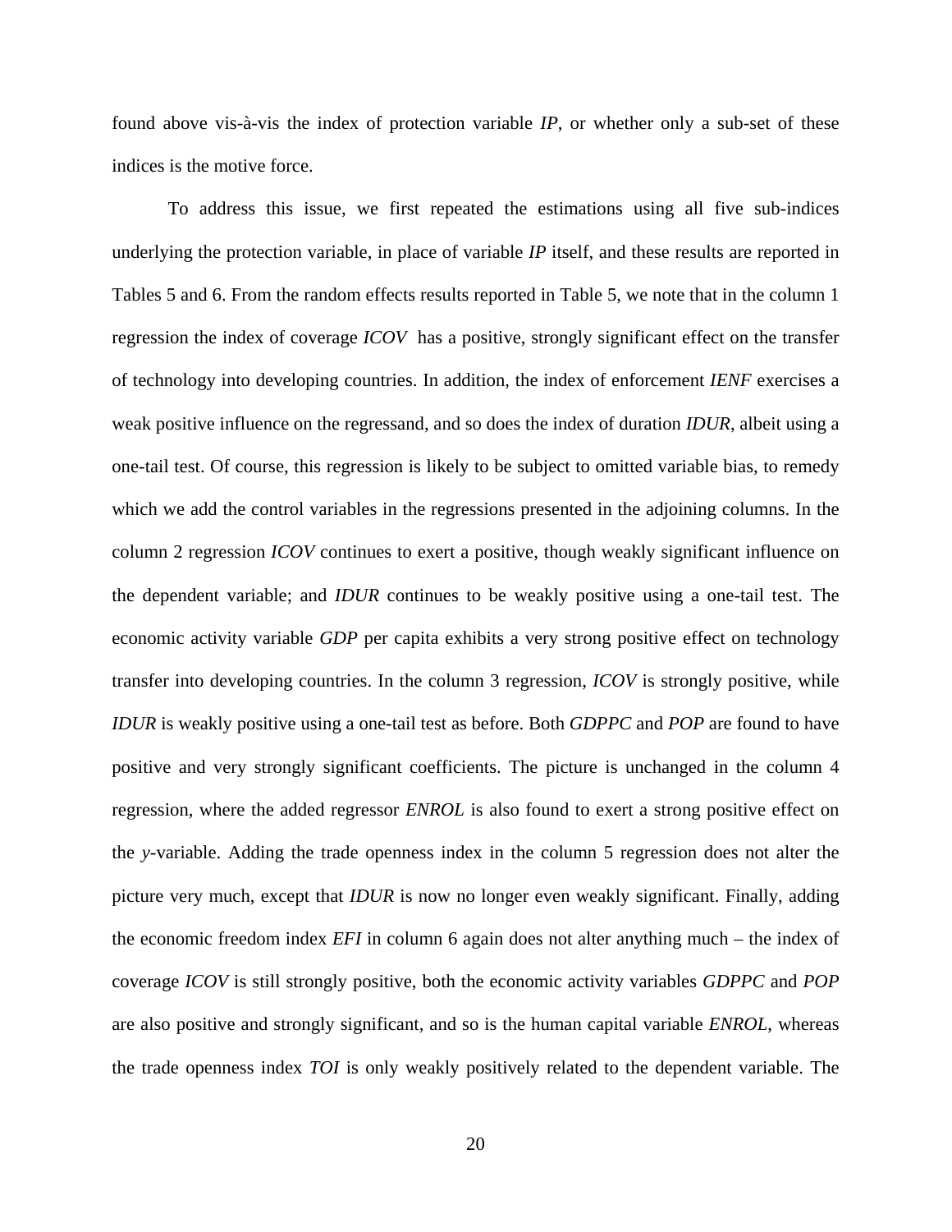found above vis-à-vis the index of protection variable *IP*, or whether only a sub-set of these indices is the motive force.

To address this issue, we first repeated the estimations using all five sub-indices underlying the protection variable, in place of variable *IP* itself, and these results are reported in Tables 5 and 6. From the random effects results reported in Table 5, we note that in the column 1 regression the index of coverage *ICOV* has a positive, strongly significant effect on the transfer of technology into developing countries. In addition, the index of enforcement *IENF* exercises a weak positive influence on the regressand, and so does the index of duration *IDUR*, albeit using a one-tail test. Of course, this regression is likely to be subject to omitted variable bias, to remedy which we add the control variables in the regressions presented in the adjoining columns. In the column 2 regression *ICOV* continues to exert a positive, though weakly significant influence on the dependent variable; and *IDUR* continues to be weakly positive using a one-tail test. The economic activity variable *GDP* per capita exhibits a very strong positive effect on technology transfer into developing countries. In the column 3 regression, *ICOV* is strongly positive, while *IDUR* is weakly positive using a one-tail test as before. Both *GDPPC* and *POP* are found to have positive and very strongly significant coefficients. The picture is unchanged in the column 4 regression, where the added regressor *ENROL* is also found to exert a strong positive effect on the *y*-variable. Adding the trade openness index in the column 5 regression does not alter the picture very much, except that *IDUR* is now no longer even weakly significant. Finally, adding the economic freedom index *EFI* in column 6 again does not alter anything much – the index of coverage *ICOV* is still strongly positive, both the economic activity variables *GDPPC* and *POP* are also positive and strongly significant, and so is the human capital variable *ENROL*, whereas the trade openness index *TOI* is only weakly positively related to the dependent variable. The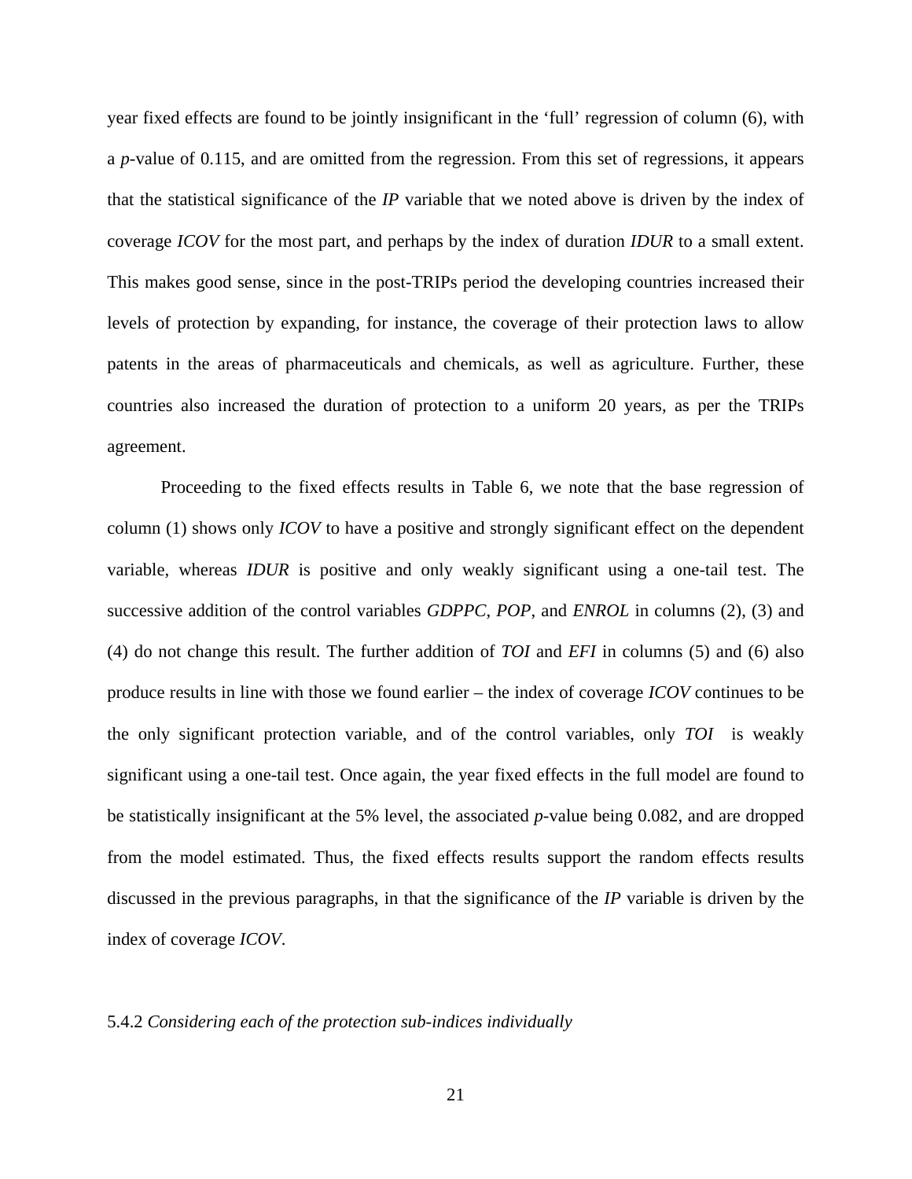year fixed effects are found to be jointly insignificant in the 'full' regression of column (6), with a *p*-value of 0.115, and are omitted from the regression. From this set of regressions, it appears that the statistical significance of the *IP* variable that we noted above is driven by the index of coverage *ICOV* for the most part, and perhaps by the index of duration *IDUR* to a small extent. This makes good sense, since in the post-TRIPs period the developing countries increased their levels of protection by expanding, for instance, the coverage of their protection laws to allow patents in the areas of pharmaceuticals and chemicals, as well as agriculture. Further, these countries also increased the duration of protection to a uniform 20 years, as per the TRIPs agreement.

Proceeding to the fixed effects results in Table 6, we note that the base regression of column (1) shows only *ICOV* to have a positive and strongly significant effect on the dependent variable, whereas *IDUR* is positive and only weakly significant using a one-tail test. The successive addition of the control variables *GDPPC*, *POP*, and *ENROL* in columns (2), (3) and (4) do not change this result. The further addition of *TOI* and *EFI* in columns (5) and (6) also produce results in line with those we found earlier – the index of coverage *ICOV* continues to be the only significant protection variable, and of the control variables, only *TOI* is weakly significant using a one-tail test. Once again, the year fixed effects in the full model are found to be statistically insignificant at the 5% level, the associated *p*-value being 0.082, and are dropped from the model estimated. Thus, the fixed effects results support the random effects results discussed in the previous paragraphs, in that the significance of the *IP* variable is driven by the index of coverage *ICOV*.

### 5.4.2 *Considering each of the protection sub-indices individually*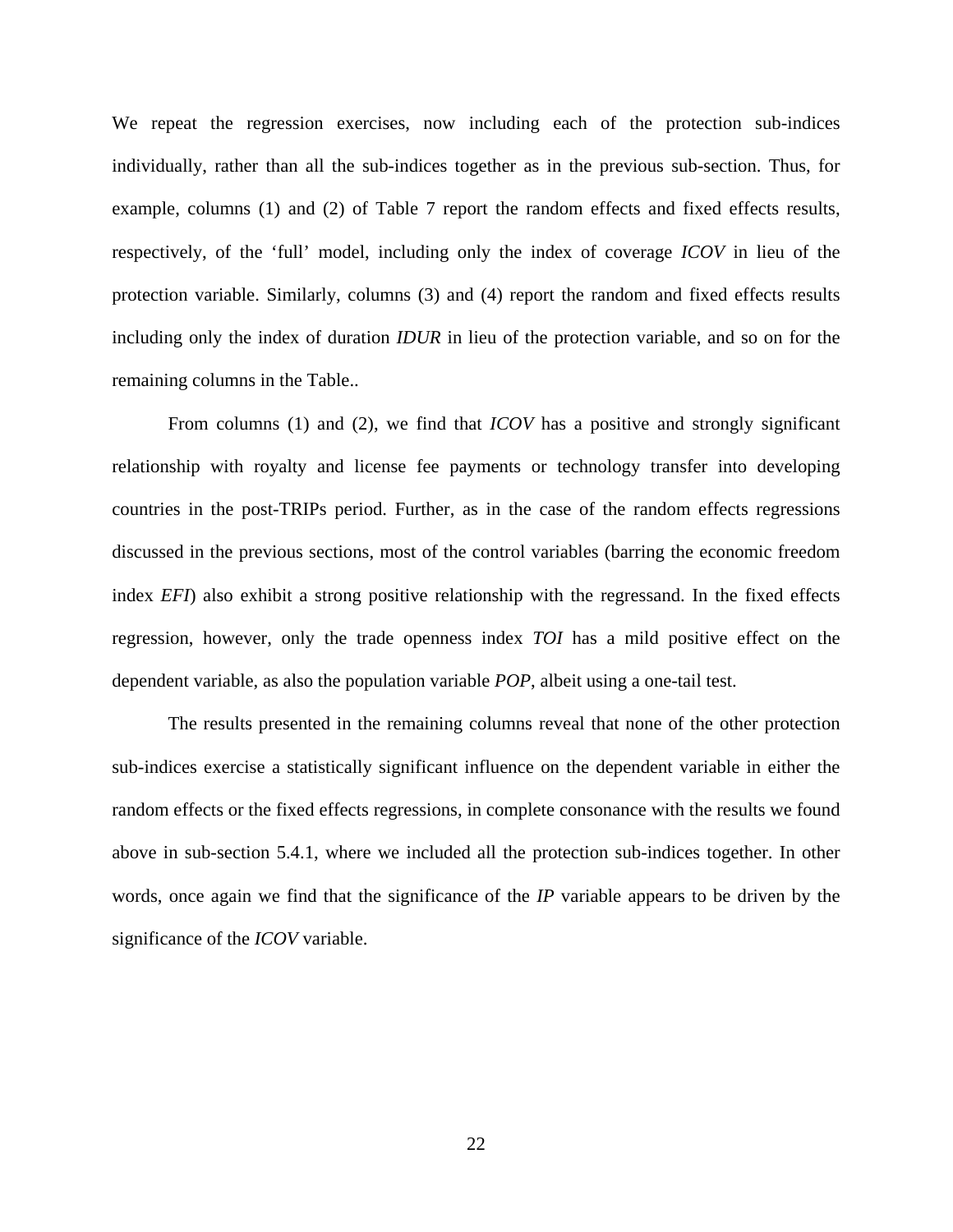We repeat the regression exercises, now including each of the protection sub-indices individually, rather than all the sub-indices together as in the previous sub-section. Thus, for example, columns (1) and (2) of Table 7 report the random effects and fixed effects results, respectively, of the 'full' model, including only the index of coverage *ICOV* in lieu of the protection variable. Similarly, columns (3) and (4) report the random and fixed effects results including only the index of duration *IDUR* in lieu of the protection variable, and so on for the remaining columns in the Table..

From columns (1) and (2), we find that *ICOV* has a positive and strongly significant relationship with royalty and license fee payments or technology transfer into developing countries in the post-TRIPs period. Further, as in the case of the random effects regressions discussed in the previous sections, most of the control variables (barring the economic freedom index *EFI*) also exhibit a strong positive relationship with the regressand. In the fixed effects regression, however, only the trade openness index *TOI* has a mild positive effect on the dependent variable, as also the population variable *POP*, albeit using a one-tail test.

The results presented in the remaining columns reveal that none of the other protection sub-indices exercise a statistically significant influence on the dependent variable in either the random effects or the fixed effects regressions, in complete consonance with the results we found above in sub-section 5.4.1, where we included all the protection sub-indices together. In other words, once again we find that the significance of the *IP* variable appears to be driven by the significance of the *ICOV* variable.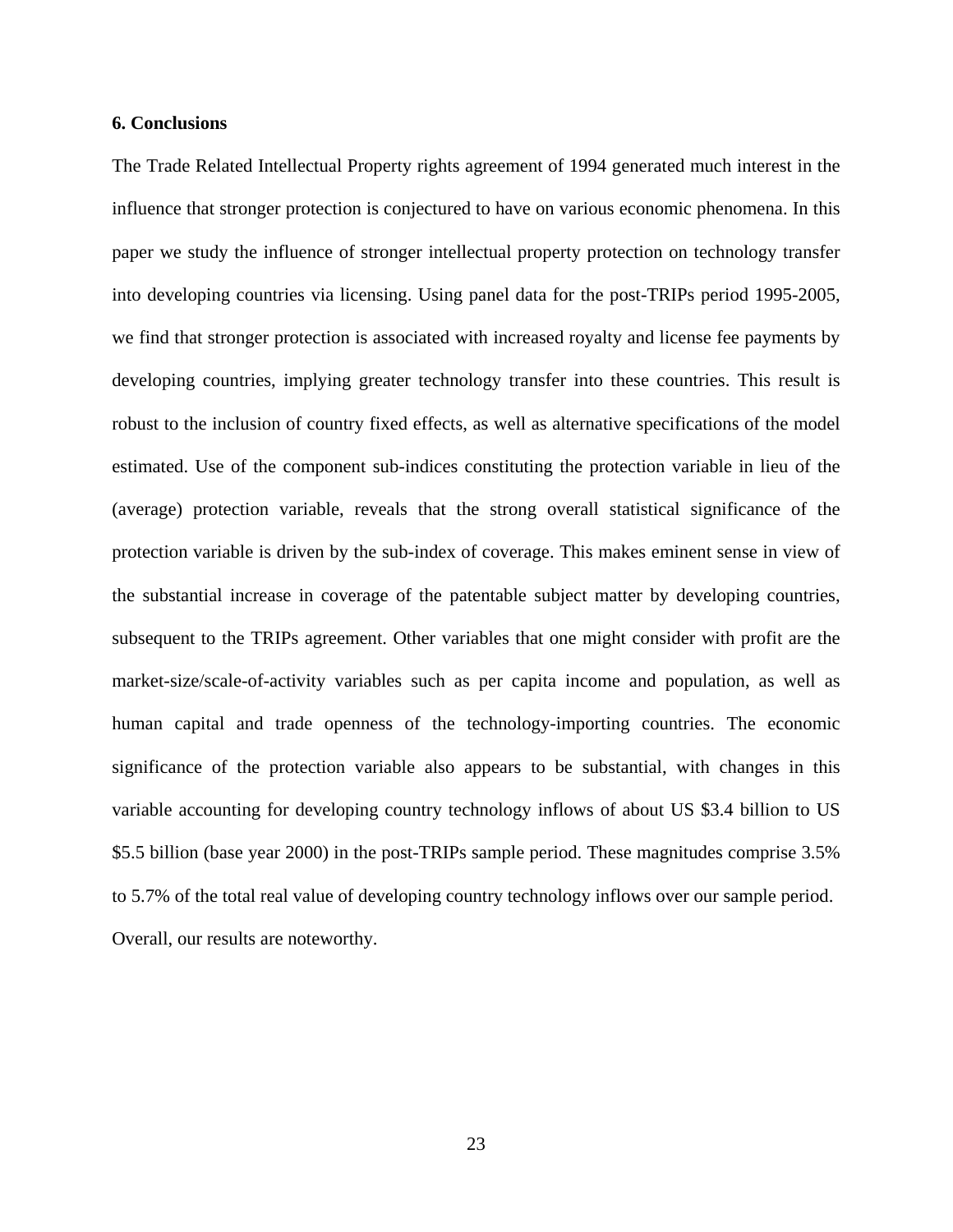### 6. Conclusions

The Trade Related Intellectual Property rights agreement of 1994 generated much interest in the influence that stronger protection is conjectured to have on various economic phenomena. In this paper we study the influence of stronger intellectual property protection on technology transfer into developing countries via licensing. Using panel data for the post-TRIPs period 1995-2005, we find that stronger protection is associated with increased royalty and license fee payments by developing countries, implying greater technology transfer into these countries. This result is robust to the inclusion of country fixed effects, as well as alternative specifications of the model estimated. Use of the component sub-indices constituting the protection variable in lieu of the (average) protection variable, reveals that the strong overall statistical significance of the protection variable is driven by the sub-index of coverage. This makes eminent sense in view of the substantial increase in coverage of the patentable subject matter by developing countries, subsequent to the TRIPs agreement. Other variables that one might consider with profit are the market-size/scale-of-activity variables such as per capita income and population, as well as human capital and trade openness of the technology-importing countries. The economic significance of the protection variable also appears to be substantial, with changes in this variable accounting for developing country technology inflows of about US $3.4 billion to US $5.5 billion (base year 2000) in the post-TRIPs sample period. These magnitudes comprise 3.5% to 5.7% of the total real value of developing country technology inflows over our sample period. Overall, our results are noteworthy.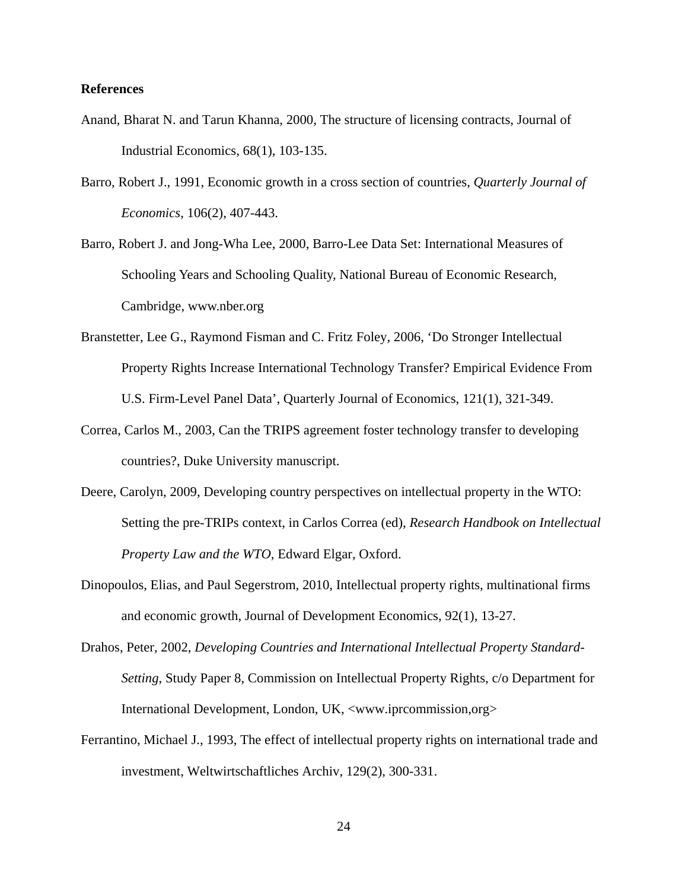**References**

Anand, Bharat N. and Tarun Khanna, 2000, The structure of licensing contracts, Journal of Industrial Economics, 68(1), 103-135.

Barro, Robert J., 1991, Economic growth in a cross section of countries, *Quarterly Journal of Economics*, 106(2), 407-443.

Barro, Robert J. and Jong-Wha Lee, 2000, Barro-Lee Data Set: International Measures of Schooling Years and Schooling Quality, National Bureau of Economic Research, Cambridge, www.nber.org

Branstetter, Lee G., Raymond Fisman and C. Fritz Foley, 2006, 'Do Stronger Intellectual Property Rights Increase International Technology Transfer? Empirical Evidence From U.S. Firm-Level Panel Data', Quarterly Journal of Economics, 121(1), 321-349.

Correa, Carlos M., 2003, Can the TRIPS agreement foster technology transfer to developing countries?, Duke University manuscript.

Deere, Carolyn, 2009, Developing country perspectives on intellectual property in the WTO: Setting the pre-TRIPs context, in Carlos Correa (ed), *Research Handbook on Intellectual Property Law and the WTO*, Edward Elgar, Oxford.

Dinopoulos, Elias, and Paul Segerstrom, 2010, Intellectual property rights, multinational firms and economic growth, Journal of Development Economics, 92(1), 13-27.

Drahos, Peter, 2002, *Developing Countries and International Intellectual Property Standard-Setting*, Study Paper 8, Commission on Intellectual Property Rights, c/o Department for International Development, London, UK, <www.iprcommission,org>

Ferrantino, Michael J., 1993, The effect of intellectual property rights on international trade and investment, Weltwirtschaftliches Archiv, 129(2), 300-331.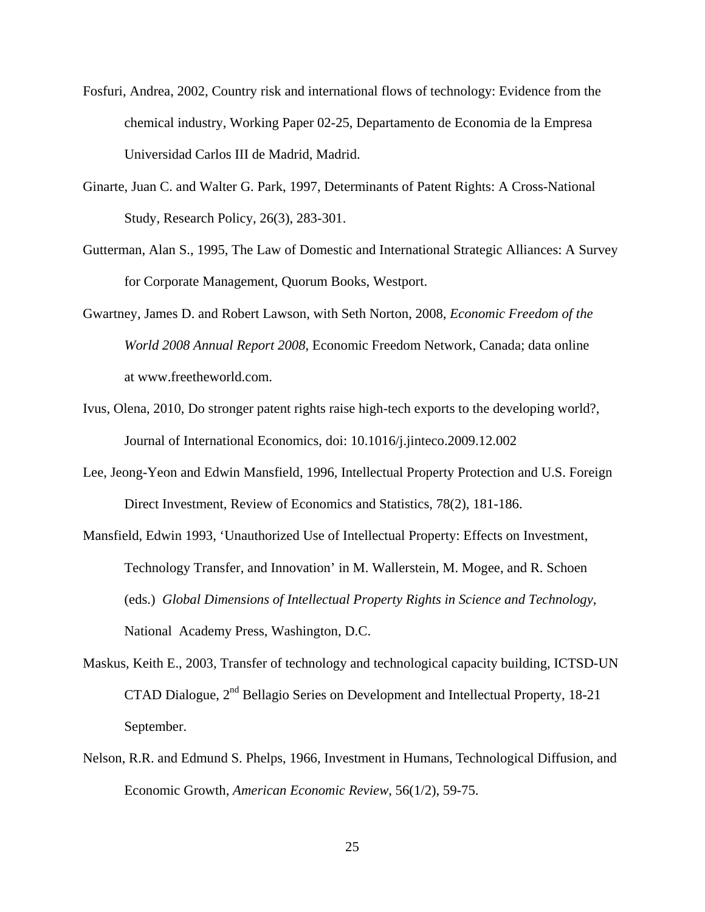Fosfuri, Andrea, 2002, Country risk and international flows of technology: Evidence from the chemical industry, Working Paper 02-25, Departamento de Economia de la Empresa Universidad Carlos III de Madrid, Madrid.

Ginarte, Juan C. and Walter G. Park, 1997, Determinants of Patent Rights: A Cross-National Study, Research Policy, 26(3), 283-301.

Gutterman, Alan S., 1995, The Law of Domestic and International Strategic Alliances: A Survey for Corporate Management, Quorum Books, Westport.

Gwartney, James D. and Robert Lawson, with Seth Norton, 2008, *Economic Freedom of the World 2008 Annual Report 2008*, Economic Freedom Network, Canada; data online at www.freetheworld.com.

Ivus, Olena, 2010, Do stronger patent rights raise high-tech exports to the developing world?, Journal of International Economics, doi: 10.1016/j.jinteco.2009.12.002

Lee, Jeong-Yeon and Edwin Mansfield, 1996, Intellectual Property Protection and U.S. Foreign Direct Investment, Review of Economics and Statistics, 78(2), 181-186.

Mansfield, Edwin 1993, 'Unauthorized Use of Intellectual Property: Effects on Investment, Technology Transfer, and Innovation' in M. Wallerstein, M. Mogee, and R. Schoen (eds.) *Global Dimensions of Intellectual Property Rights in Science and Technology*, National Academy Press, Washington, D.C.

Maskus, Keith E., 2003, Transfer of technology and technological capacity building, ICTSD-UNCTAD Dialogue, 2nd Bellagio Series on Development and Intellectual Property, 18-21 September.

Nelson, R.R. and Edmund S. Phelps, 1966, Investment in Humans, Technological Diffusion, and Economic Growth, *American Economic Review*, 56(1/2), 59-75.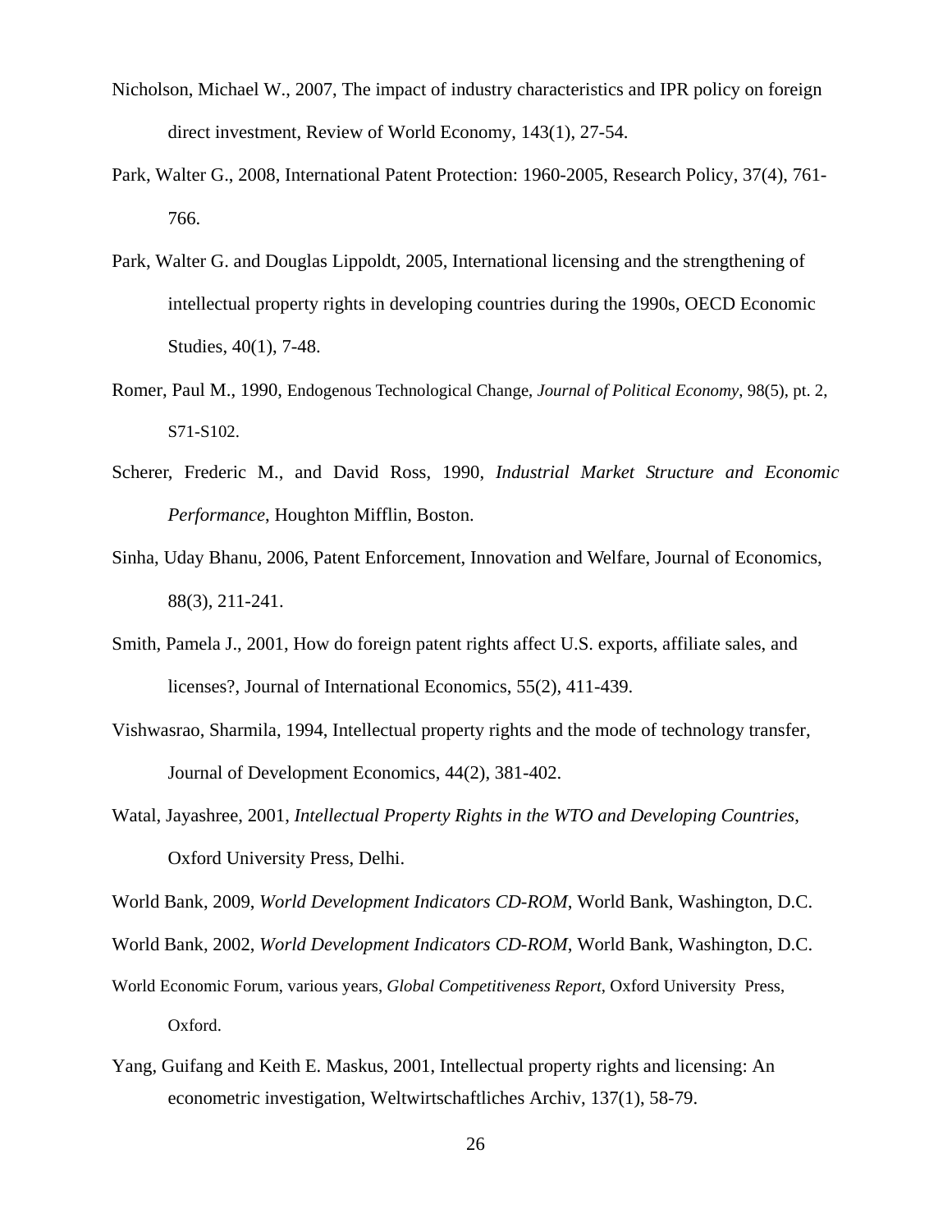Nicholson, Michael W., 2007, The impact of industry characteristics and IPR policy on foreign direct investment, Review of World Economy, 143(1), 27-54.

Park, Walter G., 2008, International Patent Protection: 1960-2005, Research Policy, 37(4), 761-766.

Park, Walter G. and Douglas Lippoldt, 2005, International licensing and the strengthening of intellectual property rights in developing countries during the 1990s, OECD Economic Studies, 40(1), 7-48.

Romer, Paul M., 1990, Endogenous Technological Change, *Journal of Political Economy*, 98(5), pt. 2, S71-S102.

Scherer, Frederic M., and David Ross, 1990, *Industrial Market Structure and Economic Performance*, Houghton Mifflin, Boston.

Sinha, Uday Bhanu, 2006, Patent Enforcement, Innovation and Welfare, Journal of Economics, 88(3), 211-241.

Smith, Pamela J., 2001, How do foreign patent rights affect U.S. exports, affiliate sales, and licenses?, Journal of International Economics, 55(2), 411-439.

Vishwasrao, Sharmila, 1994, Intellectual property rights and the mode of technology transfer, Journal of Development Economics, 44(2), 381-402.

Watal, Jayashree, 2001, *Intellectual Property Rights in the WTO and Developing Countries*, Oxford University Press, Delhi.

World Bank, 2009, *World Development Indicators CD-ROM*, World Bank, Washington, D.C.

World Bank, 2002, *World Development Indicators CD-ROM*, World Bank, Washington, D.C.

World Economic Forum, various years, *Global Competitiveness Report*, Oxford University Press, Oxford.

Yang, Guifang and Keith E. Maskus, 2001, Intellectual property rights and licensing: An econometric investigation, Weltwirtschaftliches Archiv, 137(1), 58-79.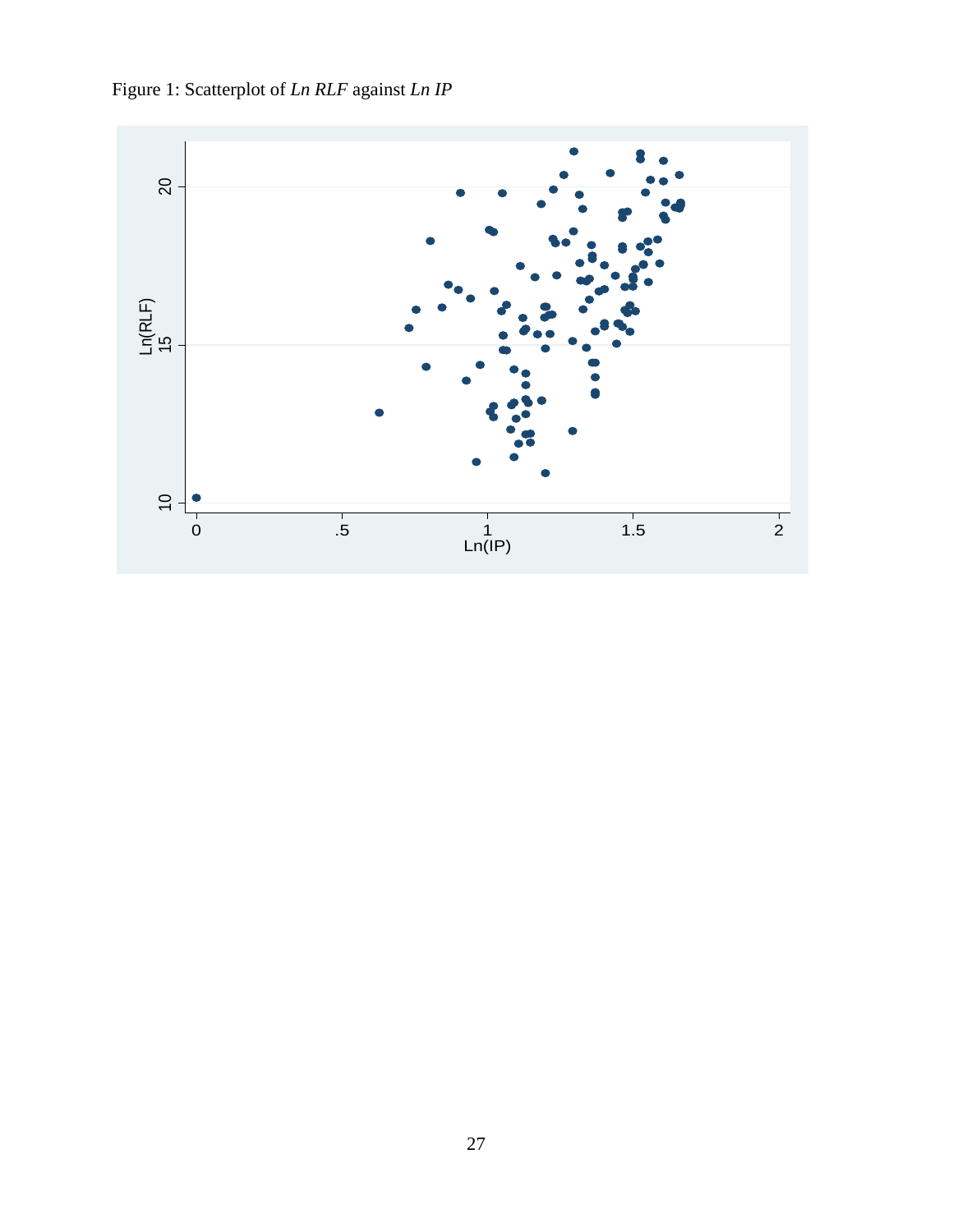Figure 1: Scatterplot of *Ln RLF* against *Ln IP*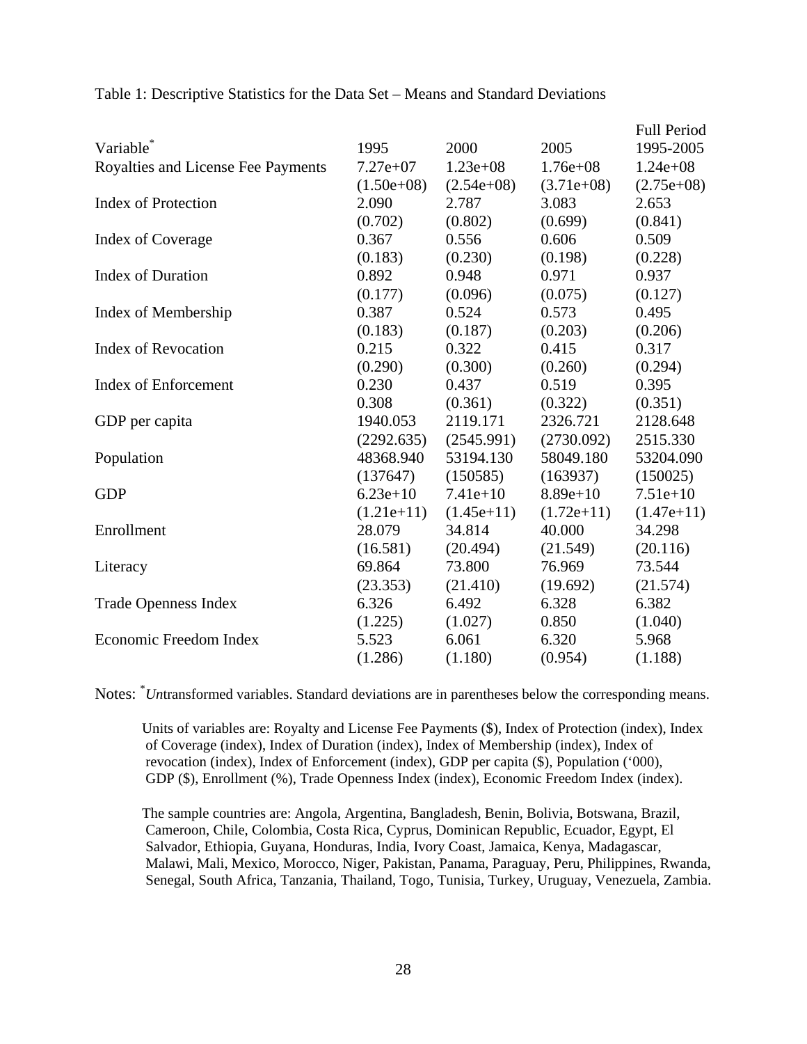Table 1: Descriptive Statistics for the Data Set – Means and Standard Deviations

| Variable[*] | 1995 | 2000 | 2005 | Full Period 1995-2005 |
|---|---|---|---|---|
| Royalties and License Fee Payments | 7.27e+07 | 1.23e+08 | 1.76e+08 | 1.24e+08 |
| | (1.50e+08) | (2.54e+08) | (3.71e+08) | (2.75e+08) |
| Index of Protection | 2.090 | 2.787 | 3.083 | 2.653 |
| | (0.702) | (0.802) | (0.699) | (0.841) |
| Index of Coverage | 0.367 | 0.556 | 0.606 | 0.509 |
| | (0.183) | (0.230) | (0.198) | (0.228) |
| Index of Duration | 0.892 | 0.948 | 0.971 | 0.937 |
| | (0.177) | (0.096) | (0.075) | (0.127) |
| Index of Membership | 0.387 | 0.524 | 0.573 | 0.495 |
| | (0.183) | (0.187) | (0.203) | (0.206) |
| Index of Revocation | 0.215 | 0.322 | 0.415 | 0.317 |
| | (0.290) | (0.300) | (0.260) | (0.294) |
| Index of Enforcement | 0.230 | 0.437 | 0.519 | 0.395 |
| | 0.308 | (0.361) | (0.322) | (0.351) |
| GDP per capita | 1940.053 | 2119.171 | 2326.721 | 2128.648 |
| | (2292.635) | (2545.991) | (2730.092) | 2515.330 |
| Population | 48368.940 | 53194.130 | 58049.180 | 53204.090 |
| | (137647) | (150585) | (163937) | (150025) |
| GDP | 6.23e+10 | 7.41e+10 | 8.89e+10 | 7.51e+10 |
| | (1.21e+11) | (1.45e+11) | (1.72e+11) | (1.47e+11) |
| Enrollment | 28.079 | 34.814 | 40.000 | 34.298 |
| | (16.581) | (20.494) | (21.549) | (20.116) |
| Literacy | 69.864 | 73.800 | 76.969 | 73.544 |
| | (23.353) | (21.410) | (19.692) | (21.574) |
| Trade Openness Index | 6.326 | 6.492 | 6.328 | 6.382 |
| | (1.225) | (1.027) | 0.850 | (1.040) |
| Economic Freedom Index | 5.523 | 6.061 | 6.320 | 5.968 |
| | (1.286) | (1.180) | (0.954) | (1.188) |

Notes: [*]*Un*transformed variables. Standard deviations are in parentheses below the corresponding means.

Units of variables are: Royalty and License Fee Payments ($), Index of Protection (index), Index of Coverage (index), Index of Duration (index), Index of Membership (index), Index of revocation (index), Index of Enforcement (index), GDP per capita ($), Population ('000), GDP ($), Enrollment (%), Trade Openness Index (index), Economic Freedom Index (index).

The sample countries are: Angola, Argentina, Bangladesh, Benin, Bolivia, Botswana, Brazil, Cameroon, Chile, Colombia, Costa Rica, Cyprus, Dominican Republic, Ecuador, Egypt, El Salvador, Ethiopia, Guyana, Honduras, India, Ivory Coast, Jamaica, Kenya, Madagascar, Malawi, Mali, Mexico, Morocco, Niger, Pakistan, Panama, Paraguay, Peru, Philippines, Rwanda, Senegal, South Africa, Tanzania, Thailand, Togo, Tunisia, Turkey, Uruguay, Venezuela, Zambia.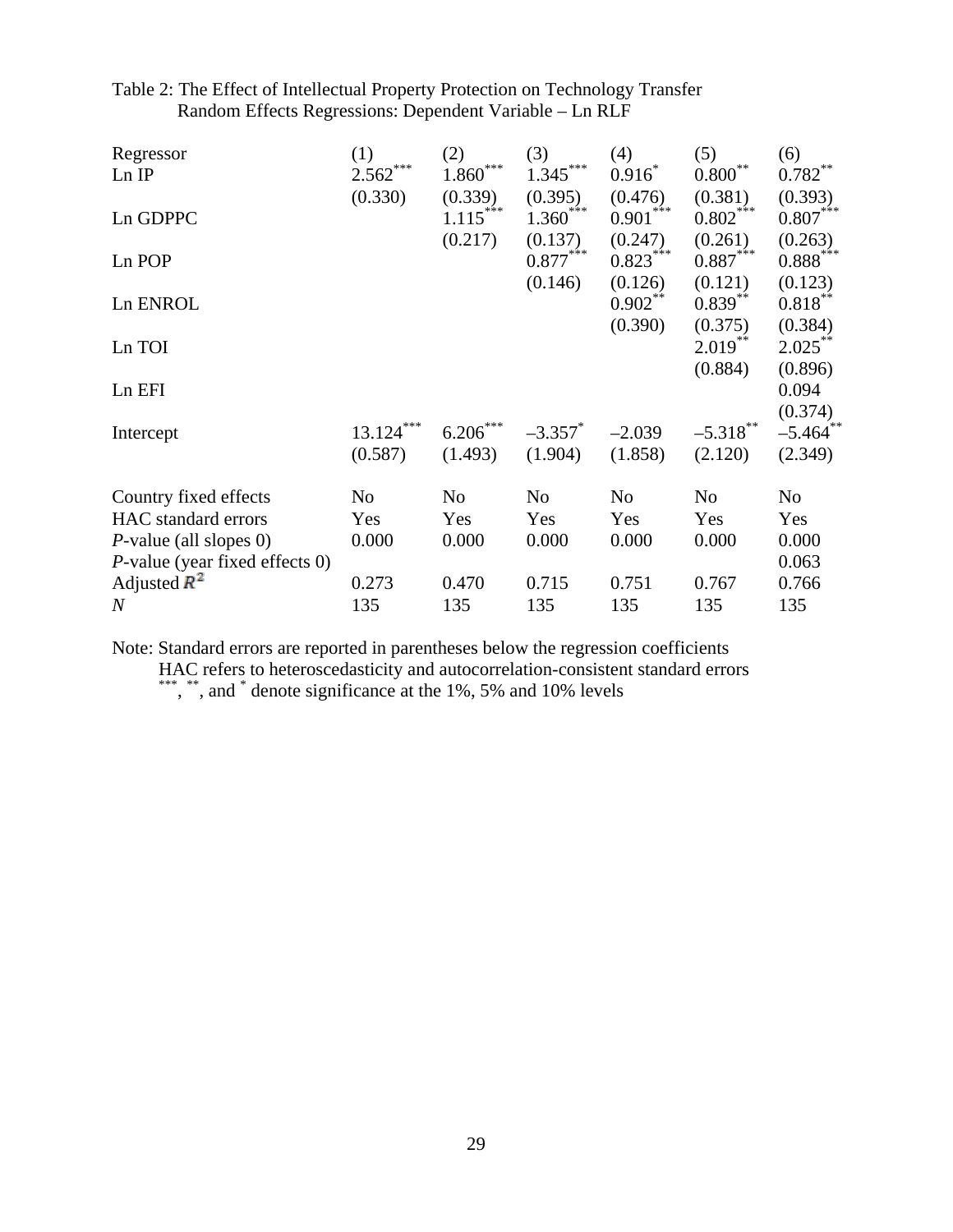Table 2: The Effect of Intellectual Property Protection on Technology Transfer
Random Effects Regressions: Dependent Variable – Ln RLF

| Regressor | (1) | (2) | (3) | (4) | (5) | (6) |
|---|---|---|---|---|---|---|
| Ln IP | 2.562*** | 1.860*** | 1.345*** | 0.916* | 0.800** | 0.782** |
| | (0.330) | (0.339) | (0.395) | (0.476) | (0.381) | (0.393) |
| Ln GDPPC | | 1.115*** | 1.360*** | 0.901*** | 0.802*** | 0.807*** |
| | | (0.217) | (0.137) | (0.247) | (0.261) | (0.263) |
| Ln POP | | | 0.877*** | 0.823*** | 0.887*** | 0.888*** |
| | | | (0.146) | (0.126) | (0.121) | (0.123) |
| Ln ENROL | | | | 0.902** | 0.839** | 0.818** |
| | | | | (0.390) | (0.375) | (0.384) |
| Ln TOI | | | | | 2.019** | 2.025** |
| | | | | | (0.884) | (0.896) |
| Ln EFI | | | | | | 0.094 |
| | | | | | | (0.374) |
| Intercept | 13.124*** | 6.206*** | –3.357* | –2.039 | –5.318** | –5.464** |
| | (0.587) | (1.493) | (1.904) | (1.858) | (2.120) | (2.349) |
| Country fixed effects | No | No | No | No | No | No |
| HAC standard errors | Yes | Yes | Yes | Yes | Yes | Yes |
| *P*-value (all slopes 0) | 0.000 | 0.000 | 0.000 | 0.000 | 0.000 | 0.000 |
| *P*-value (year fixed effects 0) | | | | | | 0.063 |
| Adjusted $R^2$ | 0.273 | 0.470 | 0.715 | 0.751 | 0.767 | 0.766 |
| *N* | 135 | 135 | 135 | 135 | 135 | 135 |

Note: Standard errors are reported in parentheses below the regression coefficients
HAC refers to heteroscedasticity and autocorrelation-consistent standard errors
***, **, and * denote significance at the 1%, 5% and 10% levels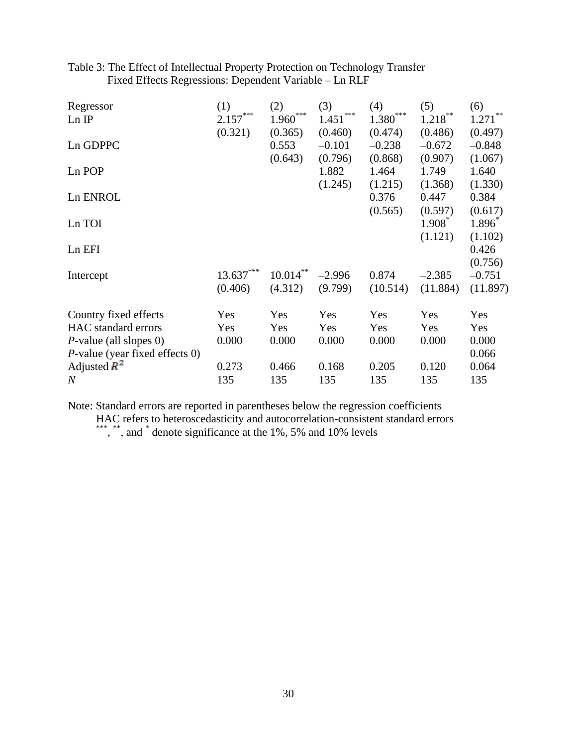Table 3: The Effect of Intellectual Property Protection on Technology Transfer
Fixed Effects Regressions: Dependent Variable – Ln RLF

| Regressor | (1) | (2) | (3) | (4) | (5) | (6) |
|---|---|---|---|---|---|---|
| Ln IP | 2.157*** | 1.960*** | 1.451*** | 1.380*** | 1.218** | 1.271** |
| | (0.321) | (0.365) | (0.460) | (0.474) | (0.486) | (0.497) |
| Ln GDPPC | | 0.553 | –0.101 | –0.238 | –0.672 | –0.848 |
| | | (0.643) | (0.796) | (0.868) | (0.907) | (1.067) |
| Ln POP | | | 1.882 | 1.464 | 1.749 | 1.640 |
| | | | (1.245) | (1.215) | (1.368) | (1.330) |
| Ln ENROL | | | | 0.376 | 0.447 | 0.384 |
| | | | | (0.565) | (0.597) | (0.617) |
| Ln TOI | | | | | 1.908* | 1.896* |
| | | | | | (1.121) | (1.102) |
| Ln EFI | | | | | | 0.426 |
| | | | | | | (0.756) |
| Intercept | 13.637*** | 10.014** | –2.996 | 0.874 | –2.385 | –0.751 |
| | (0.406) | (4.312) | (9.799) | (10.514) | (11.884) | (11.897) |
| Country fixed effects | Yes | Yes | Yes | Yes | Yes | Yes |
| HAC standard errors | Yes | Yes | Yes | Yes | Yes | Yes |
| *P*-value (all slopes 0) | 0.000 | 0.000 | 0.000 | 0.000 | 0.000 | 0.000 |
| *P*-value (year fixed effects 0) | | | | | | 0.066 |
| Adjusted $R^2$ | 0.273 | 0.466 | 0.168 | 0.205 | 0.120 | 0.064 |
| *N* | 135 | 135 | 135 | 135 | 135 | 135 |

Note: Standard errors are reported in parentheses below the regression coefficients
HAC refers to heteroscedasticity and autocorrelation-consistent standard errors
\*\*\*, \*\*, and \* denote significance at the 1%, 5% and 10% levels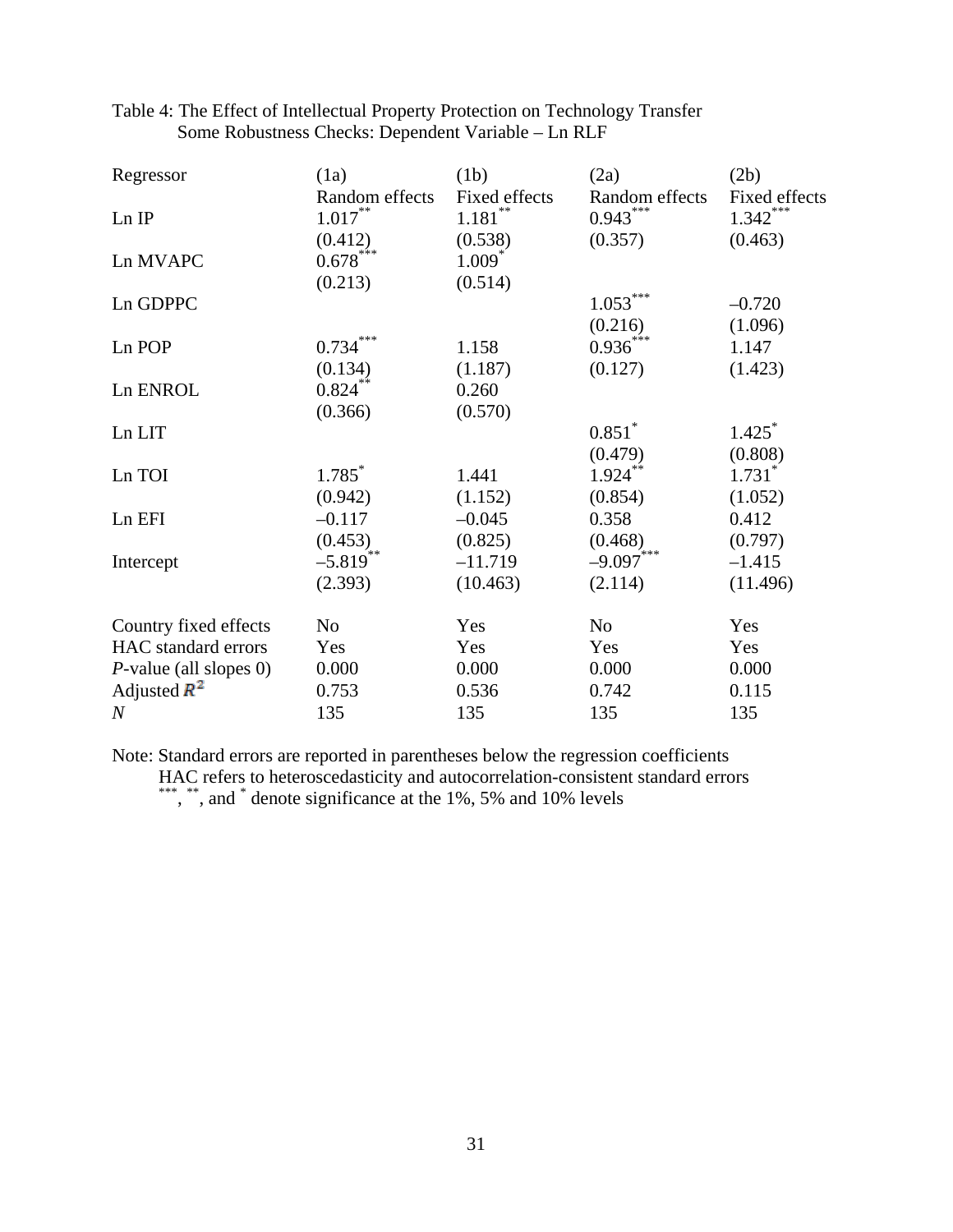Table 4: The Effect of Intellectual Property Protection on Technology Transfer
Some Robustness Checks: Dependent Variable – Ln RLF

| Regressor | (1a)<br>Random effects | (1b)<br>Fixed effects | (2a)<br>Random effects | (2b)<br>Fixed effects |
|---|---|---|---|---|
| Ln IP | 1.017** | 1.181** | 0.943*** | 1.342*** |
| | (0.412) | (0.538) | (0.357) | (0.463) |
| Ln MVAPC | 0.678*** | 1.009* | | |
| | (0.213) | (0.514) | | |
| Ln GDPPC | | | 1.053*** | –0.720 |
| | | | (0.216) | (1.096) |
| Ln POP | 0.734*** | 1.158 | 0.936*** | 1.147 |
| | (0.134) | (1.187) | (0.127) | (1.423) |
| Ln ENROL | 0.824** | 0.260 | | |
| | (0.366) | (0.570) | | |
| Ln LIT | | | 0.851* | 1.425* |
| | | | (0.479) | (0.808) |
| Ln TOI | 1.785* | 1.441 | 1.924** | 1.731* |
| | (0.942) | (1.152) | (0.854) | (1.052) |
| Ln EFI | –0.117 | –0.045 | 0.358 | 0.412 |
| | (0.453) | (0.825) | (0.468) | (0.797) |
| Intercept | –5.819** | –11.719 | –9.097*** | –1.415 |
| | (2.393) | (10.463) | (2.114) | (11.496) |
| Country fixed effects | No | Yes | No | Yes |
| HAC standard errors | Yes | Yes | Yes | Yes |
| *P*-value (all slopes 0) | 0.000 | 0.000 | 0.000 | 0.000 |
| Adjusted $R^2$ | 0.753 | 0.536 | 0.742 | 0.115 |
| *N* | 135 | 135 | 135 | 135 |

Note: Standard errors are reported in parentheses below the regression coefficients
HAC refers to heteroscedasticity and autocorrelation-consistent standard errors
***, **, and * denote significance at the 1%, 5% and 10% levels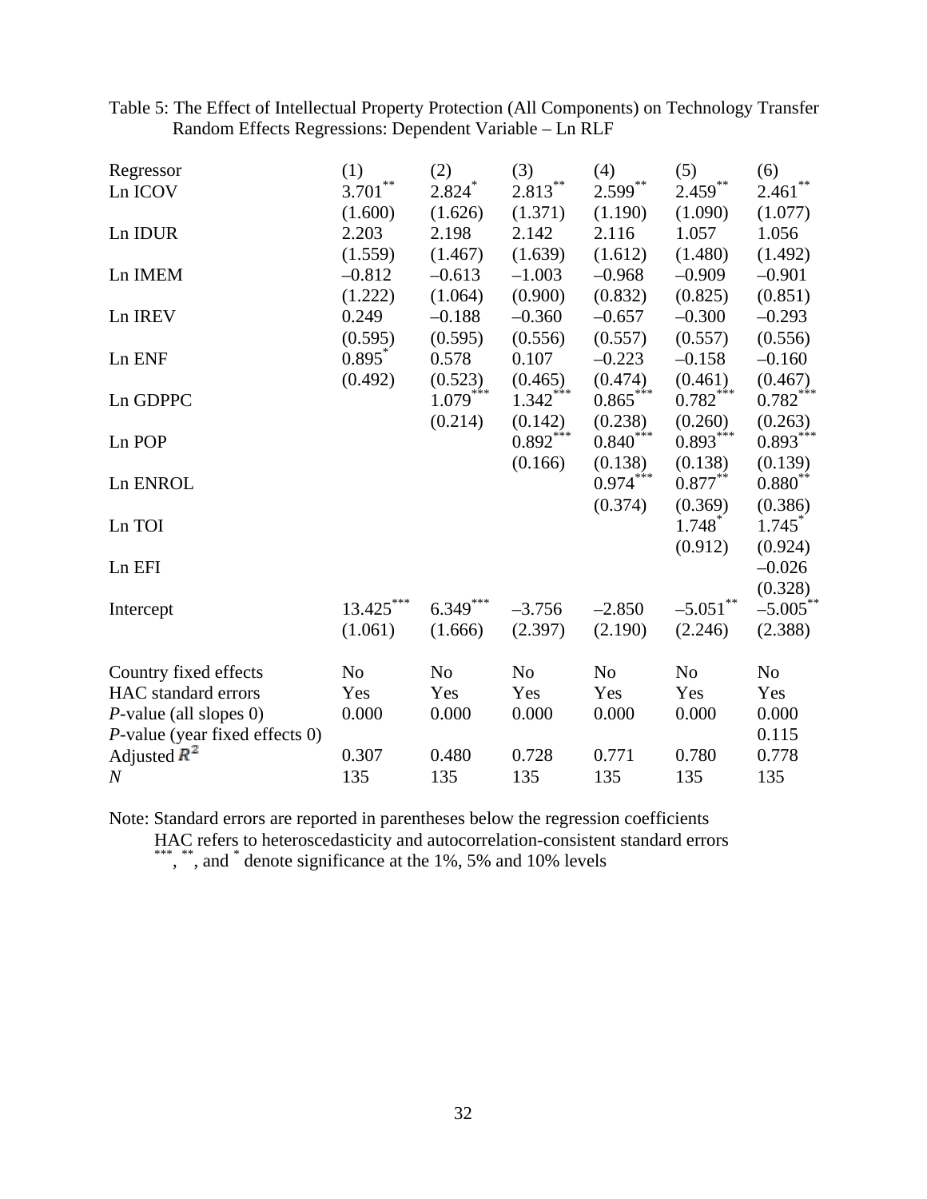Table 5: The Effect of Intellectual Property Protection (All Components) on Technology Transfer
Random Effects Regressions: Dependent Variable – Ln RLF

| Regressor | (1) | (2) | (3) | (4) | (5) | (6) |
|---|---|---|---|---|---|---|
| Ln ICOV | 3.701** | 2.824* | 2.813** | 2.599** | 2.459** | 2.461** |
| | (1.600) | (1.626) | (1.371) | (1.190) | (1.090) | (1.077) |
| Ln IDUR | 2.203 | 2.198 | 2.142 | 2.116 | 1.057 | 1.056 |
| | (1.559) | (1.467) | (1.639) | (1.612) | (1.480) | (1.492) |
| Ln IMEM | –0.812 | –0.613 | –1.003 | –0.968 | –0.909 | –0.901 |
| | (1.222) | (1.064) | (0.900) | (0.832) | (0.825) | (0.851) |
| Ln IREV | 0.249 | –0.188 | –0.360 | –0.657 | –0.300 | –0.293 |
| | (0.595) | (0.595) | (0.556) | (0.557) | (0.557) | (0.556) |
| Ln ENF | 0.895* | 0.578 | 0.107 | –0.223 | –0.158 | –0.160 |
| | (0.492) | (0.523) | (0.465) | (0.474) | (0.461) | (0.467) |
| Ln GDPPC | | 1.079*** | 1.342*** | 0.865*** | 0.782*** | 0.782*** |
| | | (0.214) | (0.142) | (0.238) | (0.260) | (0.263) |
| Ln POP | | | 0.892*** | 0.840*** | 0.893*** | 0.893*** |
| | | | (0.166) | (0.138) | (0.138) | (0.139) |
| Ln ENROL | | | | 0.974*** | 0.877** | 0.880** |
| | | | | (0.374) | (0.369) | (0.386) |
| Ln TOI | | | | | 1.748* | 1.745* |
| | | | | | (0.912) | (0.924) |
| Ln EFI | | | | | | –0.026 |
| | | | | | | (0.328) |
| Intercept | 13.425*** | 6.349*** | –3.756 | –2.850 | –5.051** | –5.005** |
| | (1.061) | (1.666) | (2.397) | (2.190) | (2.246) | (2.388) |
| Country fixed effects | No | No | No | No | No | No |
| HAC standard errors | Yes | Yes | Yes | Yes | Yes | Yes |
| *P*-value (all slopes 0) | 0.000 | 0.000 | 0.000 | 0.000 | 0.000 | 0.000 |
| *P*-value (year fixed effects 0) | | | | | | 0.115 |
| Adjusted $R^2$ | 0.307 | 0.480 | 0.728 | 0.771 | 0.780 | 0.778 |
| *N* | 135 | 135 | 135 | 135 | 135 | 135 |

Note: Standard errors are reported in parentheses below the regression coefficients
HAC refers to heteroscedasticity and autocorrelation-consistent standard errors
***, **, and * denote significance at the 1%, 5% and 10% levels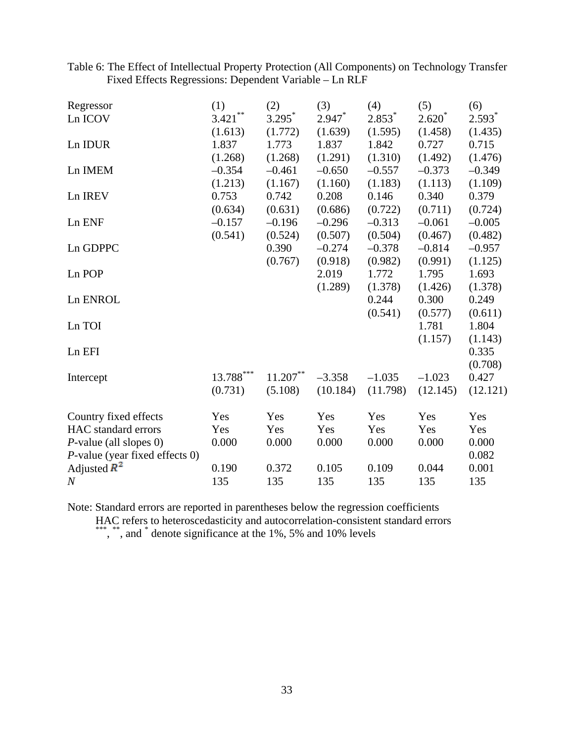Table 6: The Effect of Intellectual Property Protection (All Components) on Technology Transfer Fixed Effects Regressions: Dependent Variable – Ln RLF

| Regressor | (1) | (2) | (3) | (4) | (5) | (6) |
|---|---|---|---|---|---|---|
| Ln ICOV | 3.421** | 3.295* | 2.947* | 2.853* | 2.620* | 2.593* |
| | (1.613) | (1.772) | (1.639) | (1.595) | (1.458) | (1.435) |
| Ln IDUR | 1.837 | 1.773 | 1.837 | 1.842 | 0.727 | 0.715 |
| | (1.268) | (1.268) | (1.291) | (1.310) | (1.492) | (1.476) |
| Ln IMEM | –0.354 | –0.461 | –0.650 | –0.557 | –0.373 | –0.349 |
| | (1.213) | (1.167) | (1.160) | (1.183) | (1.113) | (1.109) |
| Ln IREV | 0.753 | 0.742 | 0.208 | 0.146 | 0.340 | 0.379 |
| | (0.634) | (0.631) | (0.686) | (0.722) | (0.711) | (0.724) |
| Ln ENF | –0.157 | –0.196 | –0.296 | –0.313 | –0.061 | –0.005 |
| | (0.541) | (0.524) | (0.507) | (0.504) | (0.467) | (0.482) |
| Ln GDPPC | | 0.390 | –0.274 | –0.378 | –0.814 | –0.957 |
| | | (0.767) | (0.918) | (0.982) | (0.991) | (1.125) |
| Ln POP | | | 2.019 | 1.772 | 1.795 | 1.693 |
| | | | (1.289) | (1.378) | (1.426) | (1.378) |
| Ln ENROL | | | | 0.244 | 0.300 | 0.249 |
| | | | | (0.541) | (0.577) | (0.611) |
| Ln TOI | | | | | 1.781 | 1.804 |
| | | | | | (1.157) | (1.143) |
| Ln EFI | | | | | | 0.335 |
| | | | | | | (0.708) |
| Intercept | 13.788*** | 11.207** | –3.358 | –1.035 | –1.023 | 0.427 |
| | (0.731) | (5.108) | (10.184) | (11.798) | (12.145) | (12.121) |
| Country fixed effects | Yes | Yes | Yes | Yes | Yes | Yes |
| HAC standard errors | Yes | Yes | Yes | Yes | Yes | Yes |
| *P*-value (all slopes 0) | 0.000 | 0.000 | 0.000 | 0.000 | 0.000 | 0.000 |
| *P*-value (year fixed effects 0) | | | | | | 0.082 |
| Adjusted $R^2$ | 0.190 | 0.372 | 0.105 | 0.109 | 0.044 | 0.001 |
| *N* | 135 | 135 | 135 | 135 | 135 | 135 |

Note: Standard errors are reported in parentheses below the regression coefficients
HAC refers to heteroscedasticity and autocorrelation-consistent standard errors
***, **, and * denote significance at the 1%, 5% and 10% levels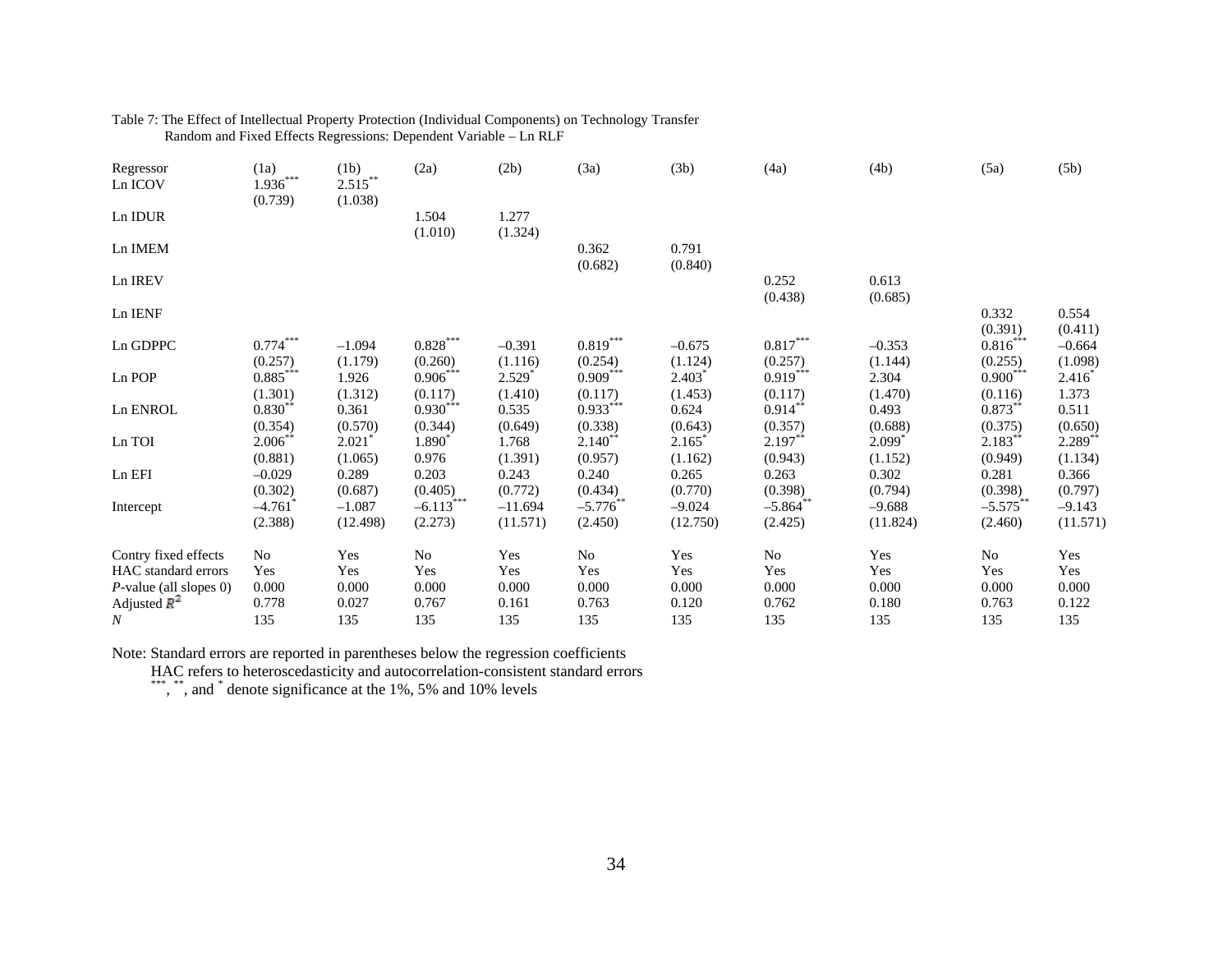Table 7: The Effect of Intellectual Property Protection (Individual Components) on Technology Transfer
Random and Fixed Effects Regressions: Dependent Variable – Ln RLF

| Regressor | (1a) | (1b) | (2a) | (2b) | (3a) | (3b) | (4a) | (4b) | (5a) | (5b) |
|---|---|---|---|---|---|---|---|---|---|---|
| Ln ICOV | 1.936*** | 2.515** | | | | | | | | |
| | (0.739) | (1.038) | | | | | | | | |
| Ln IDUR | | | 1.504 | 1.277 | | | | | | |
| | | | (1.010) | (1.324) | | | | | | |
| Ln IMEM | | | | | 0.362 | 0.791 | | | | |
| | | | | | (0.682) | (0.840) | | | | |
| Ln IREV | | | | | | | 0.252 | 0.613 | | |
| | | | | | | | (0.438) | (0.685) | | |
| Ln IENF | | | | | | | | | 0.332 | 0.554 |
| | | | | | | | | | (0.391) | (0.411) |
| Ln GDPPC | 0.774*** | –1.094 | 0.828*** | –0.391 | 0.819*** | –0.675 | 0.817*** | –0.353 | 0.816*** | –0.664 |
| | (0.257) | (1.179) | (0.260) | (1.116) | (0.254) | (1.124) | (0.257) | (1.144) | (0.255) | (1.098) |
| Ln POP | 0.885*** | 1.926 | 0.906*** | 2.529* | 0.909*** | 2.403* | 0.919*** | 2.304 | 0.900*** | 2.416* |
| | (1.301) | (1.312) | (0.117) | (1.410) | (0.117) | (1.453) | (0.117) | (1.470) | (0.116) | 1.373 |
| Ln ENROL | 0.830** | 0.361 | 0.930*** | 0.535 | 0.933*** | 0.624 | 0.914** | 0.493 | 0.873** | 0.511 |
| | (0.354) | (0.570) | (0.344) | (0.649) | (0.338) | (0.643) | (0.357) | (0.688) | (0.375) | (0.650) |
| Ln TOI | 2.006** | 2.021* | 1.890* | 1.768 | 2.140** | 2.165* | 2.197** | 2.099* | 2.183** | 2.289** |
| | (0.881) | (1.065) | 0.976 | (1.391) | (0.957) | (1.162) | (0.943) | (1.152) | (0.949) | (1.134) |
| Ln EFI | –0.029 | 0.289 | 0.203 | 0.243 | 0.240 | 0.265 | 0.263 | 0.302 | 0.281 | 0.366 |
| | (0.302) | (0.687) | (0.405) | (0.772) | (0.434) | (0.770) | (0.398) | (0.794) | (0.398) | (0.797) |
| Intercept | –4.761* | –1.087 | –6.113*** | –11.694 | –5.776** | –9.024 | –5.864** | –9.688 | –5.575** | –9.143 |
| | (2.388) | (12.498) | (2.273) | (11.571) | (2.450) | (12.750) | (2.425) | (11.824) | (2.460) | (11.571) |
| Contry fixed effects | No | Yes | No | Yes | No | Yes | No | Yes | No | Yes |
| HAC standard errors | Yes | Yes | Yes | Yes | Yes | Yes | Yes | Yes | Yes | Yes |
| *P*-value (all slopes 0) | 0.000 | 0.000 | 0.000 | 0.000 | 0.000 | 0.000 | 0.000 | 0.000 | 0.000 | 0.000 |
| Adjusted $\bar{R}^2$ | 0.778 | 0.027 | 0.767 | 0.161 | 0.763 | 0.120 | 0.762 | 0.180 | 0.763 | 0.122 |
| *N* | 135 | 135 | 135 | 135 | 135 | 135 | 135 | 135 | 135 | 135 |

Note: Standard errors are reported in parentheses below the regression coefficients
HAC refers to heteroscedasticity and autocorrelation-consistent standard errors
***, **, and * denote significance at the 1%, 5% and 10% levels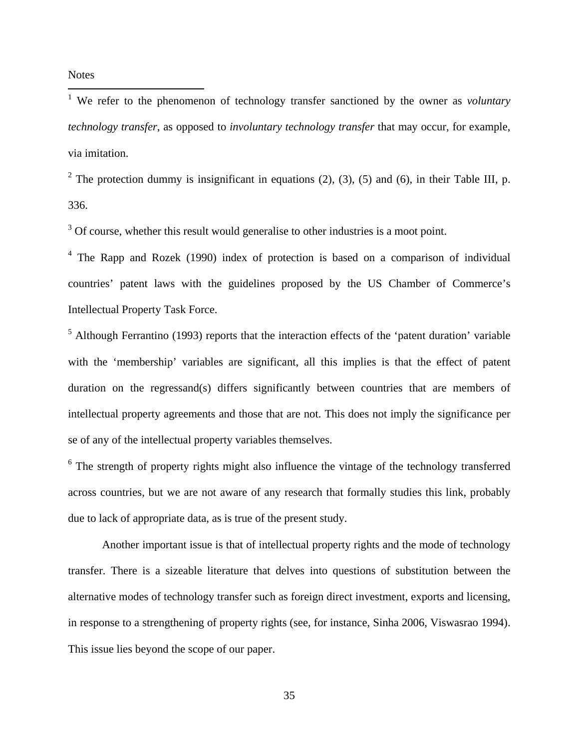Notes

[1] We refer to the phenomenon of technology transfer sanctioned by the owner as *voluntary technology transfer*, as opposed to *involuntary technology transfer* that may occur, for example, via imitation.

[2] The protection dummy is insignificant in equations (2), (3), (5) and (6), in their Table III, p. 336.

[3] Of course, whether this result would generalise to other industries is a moot point.

[4] The Rapp and Rozek (1990) index of protection is based on a comparison of individual countries' patent laws with the guidelines proposed by the US Chamber of Commerce's Intellectual Property Task Force.

[5] Although Ferrantino (1993) reports that the interaction effects of the 'patent duration' variable with the 'membership' variables are significant, all this implies is that the effect of patent duration on the regressand(s) differs significantly between countries that are members of intellectual property agreements and those that are not. This does not imply the significance per se of any of the intellectual property variables themselves.

[6] The strength of property rights might also influence the vintage of the technology transferred across countries, but we are not aware of any research that formally studies this link, probably due to lack of appropriate data, as is true of the present study.

Another important issue is that of intellectual property rights and the mode of technology transfer. There is a sizeable literature that delves into questions of substitution between the alternative modes of technology transfer such as foreign direct investment, exports and licensing, in response to a strengthening of property rights (see, for instance, Sinha 2006, Viswasrao 1994). This issue lies beyond the scope of our paper.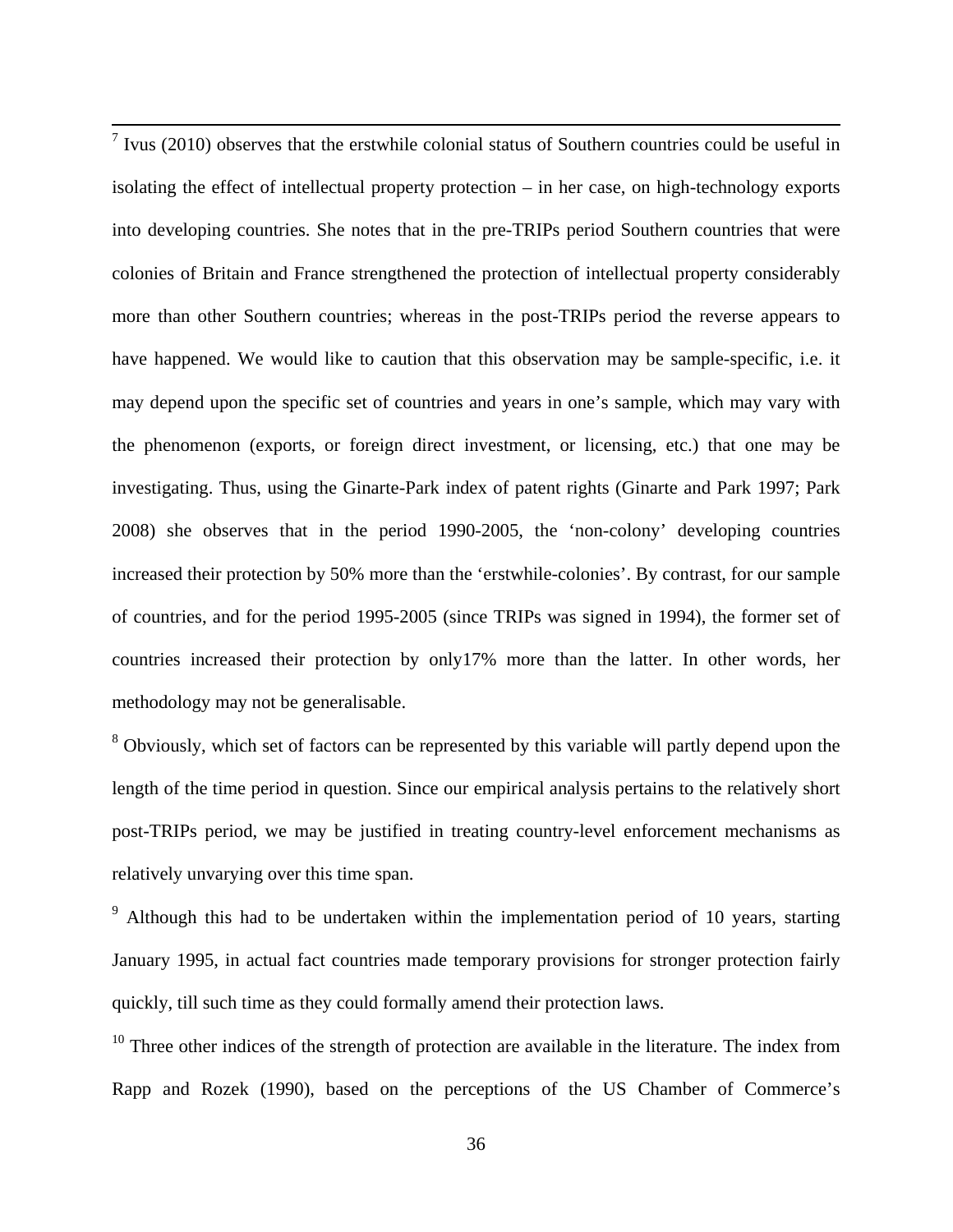[7] Ivus (2010) observes that the erstwhile colonial status of Southern countries could be useful in isolating the effect of intellectual property protection – in her case, on high-technology exports into developing countries. She notes that in the pre-TRIPs period Southern countries that were colonies of Britain and France strengthened the protection of intellectual property considerably more than other Southern countries; whereas in the post-TRIPs period the reverse appears to have happened. We would like to caution that this observation may be sample-specific, i.e. it may depend upon the specific set of countries and years in one's sample, which may vary with the phenomenon (exports, or foreign direct investment, or licensing, etc.) that one may be investigating. Thus, using the Ginarte-Park index of patent rights (Ginarte and Park 1997; Park 2008) she observes that in the period 1990-2005, the 'non-colony' developing countries increased their protection by 50% more than the 'erstwhile-colonies'. By contrast, for our sample of countries, and for the period 1995-2005 (since TRIPs was signed in 1994), the former set of countries increased their protection by only17% more than the latter. In other words, her methodology may not be generalisable.

[8] Obviously, which set of factors can be represented by this variable will partly depend upon the length of the time period in question. Since our empirical analysis pertains to the relatively short post-TRIPs period, we may be justified in treating country-level enforcement mechanisms as relatively unvarying over this time span.

[9] Although this had to be undertaken within the implementation period of 10 years, starting January 1995, in actual fact countries made temporary provisions for stronger protection fairly quickly, till such time as they could formally amend their protection laws.

[10] Three other indices of the strength of protection are available in the literature. The index from Rapp and Rozek (1990), based on the perceptions of the US Chamber of Commerce's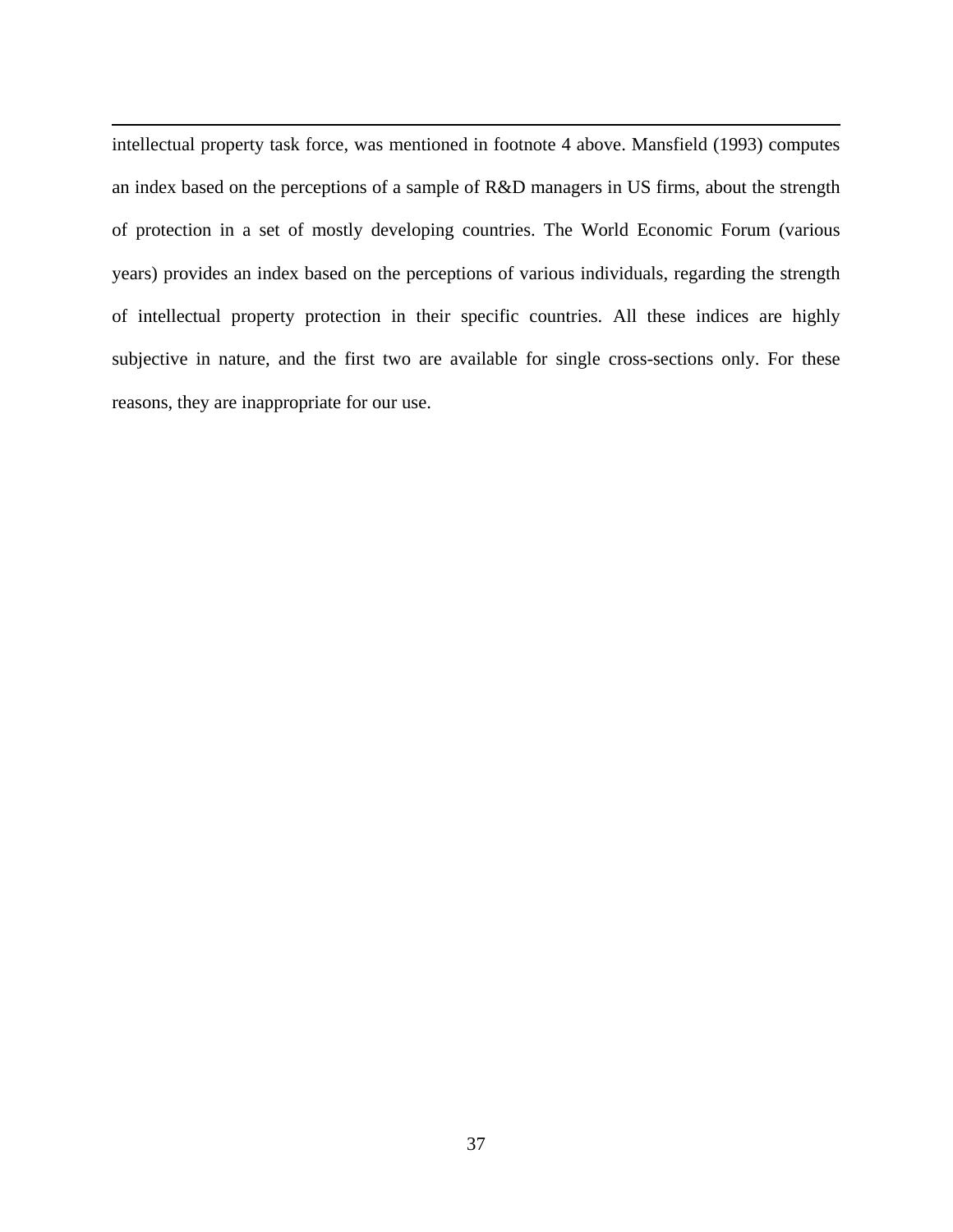intellectual property task force, was mentioned in footnote 4 above. Mansfield (1993) computes an index based on the perceptions of a sample of R&D managers in US firms, about the strength of protection in a set of mostly developing countries. The World Economic Forum (various years) provides an index based on the perceptions of various individuals, regarding the strength of intellectual property protection in their specific countries. All these indices are highly subjective in nature, and the first two are available for single cross-sections only. For these reasons, they are inappropriate for our use.